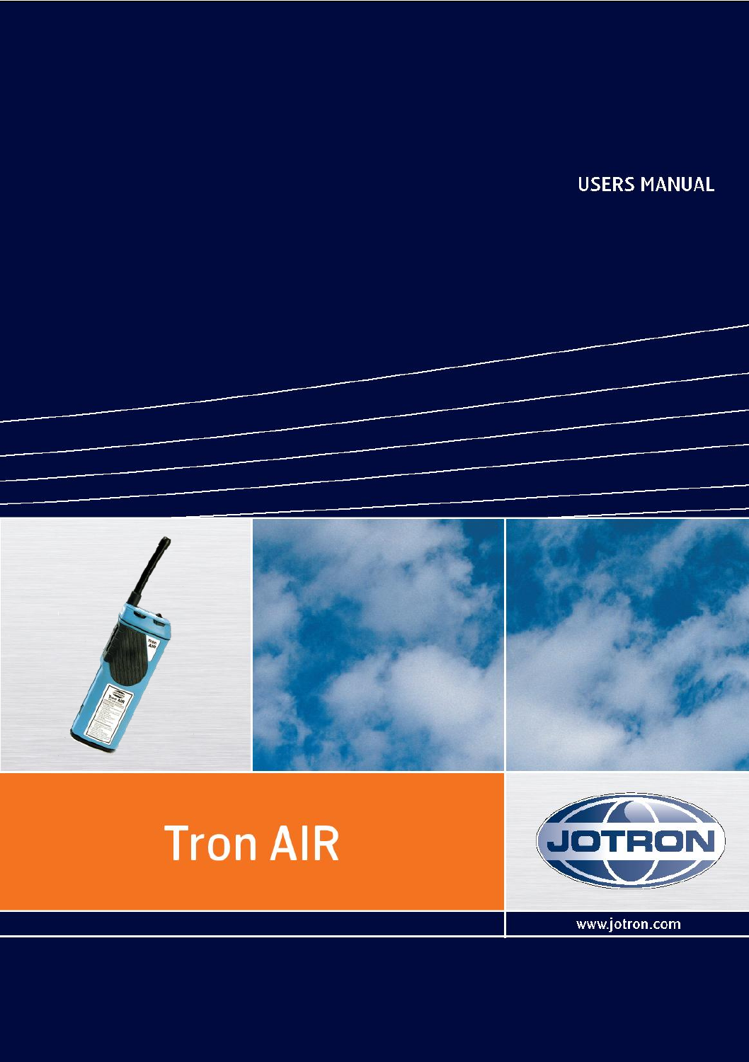USERS MANUAL

# Tron AIR

JOTRON

www.jotron.com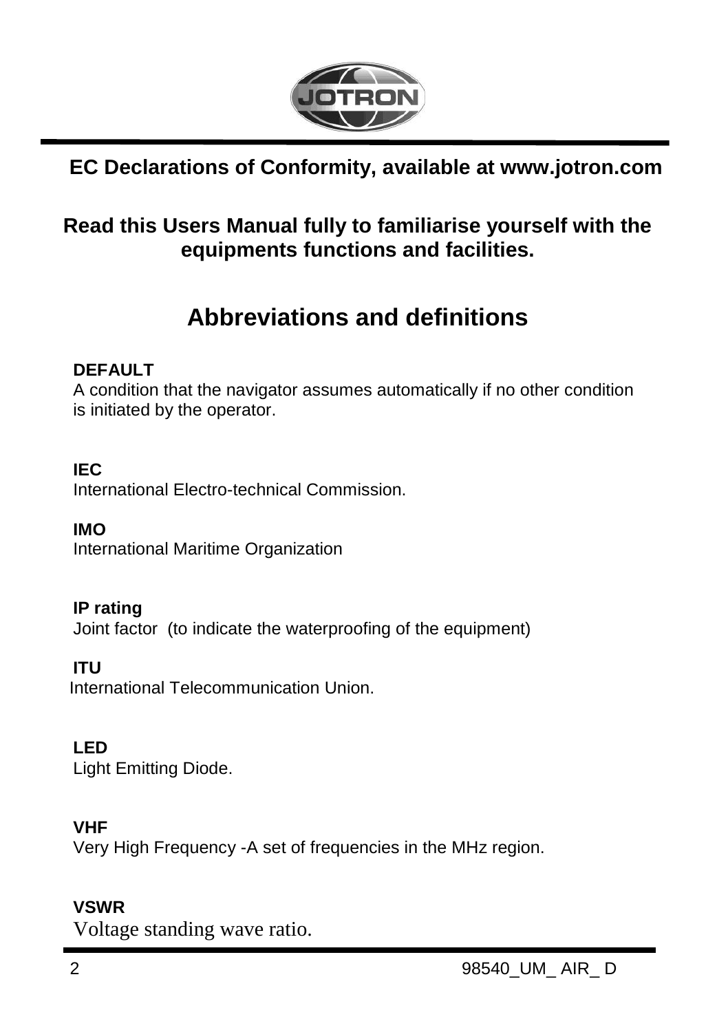**EC Declarations of Conformity, available at www.jotron.com**

**Read this Users Manual fully to familiarise yourself with the equipments functions and facilities.**

# Abbreviations and definitions

**DEFAULT**
A condition that the navigator assumes automatically if no other condition is initiated by the operator.

**IEC**
International Electro-technical Commission.

**IMO**
International Maritime Organization

**IP rating**
Joint factor (to indicate the waterproofing of the equipment)

**ITU**
International Telecommunication Union.

**LED**
Light Emitting Diode.

**VHF**
Very High Frequency -A set of frequencies in the MHz region.

**VSWR**
Voltage standing wave ratio.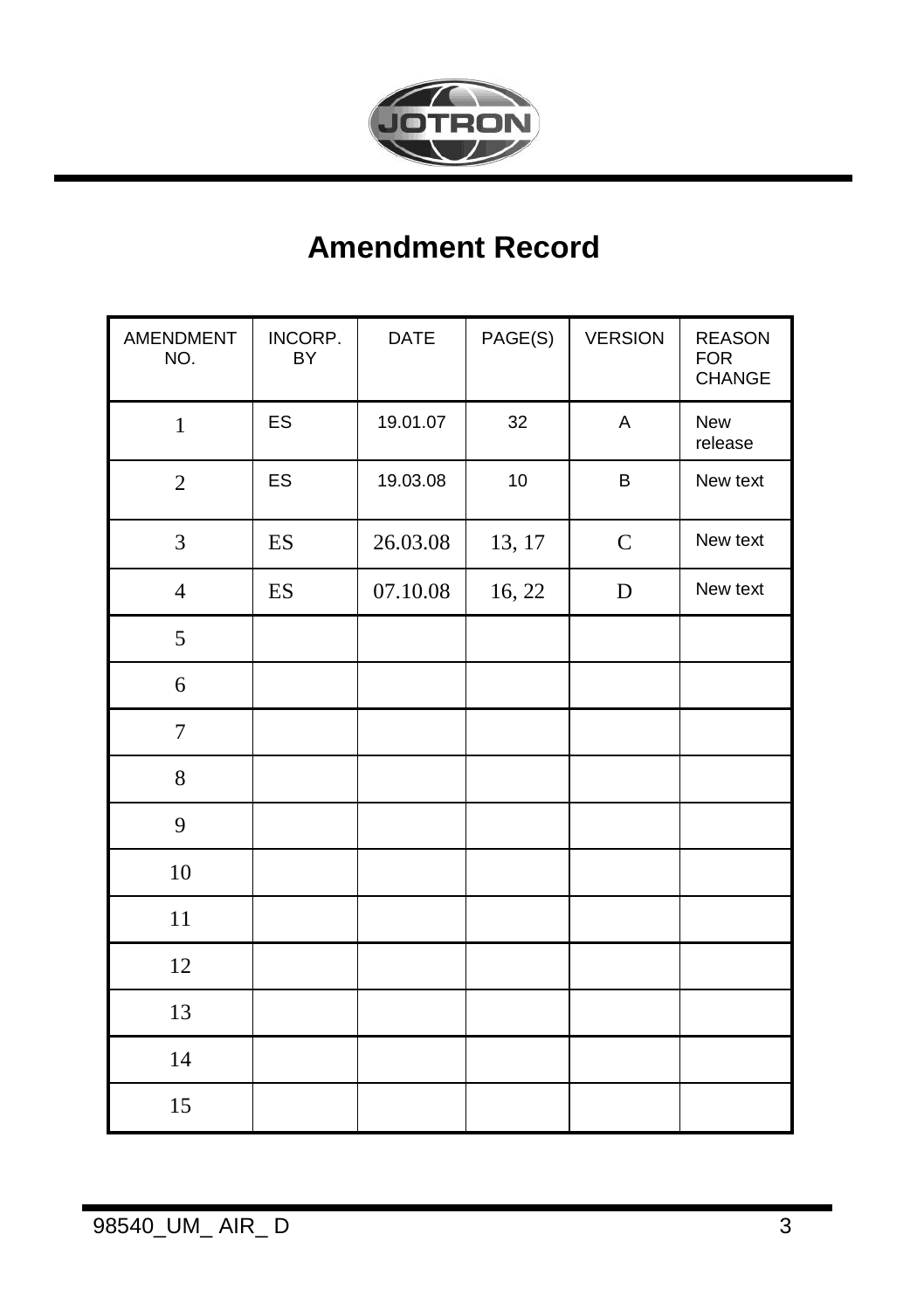# Amendment Record

| AMENDMENT NO. | INCORP. BY | DATE | PAGE(S) | VERSION | REASON FOR CHANGE |
|---|---|---|---|---|---|
| 1 | ES | 19.01.07 | 32 | A | New release |
| 2 | ES | 19.03.08 | 10 | B | New text |
| 3 | ES | 26.03.08 | 13, 17 | C | New text |
| 4 | ES | 07.10.08 | 16, 22 | D | New text |
| 5 | | | | | |
| 6 | | | | | |
| 7 | | | | | |
| 8 | | | | | |
| 9 | | | | | |
| 10 | | | | | |
| 11 | | | | | |
| 12 | | | | | |
| 13 | | | | | |
| 14 | | | | | |
| 15 | | | | | |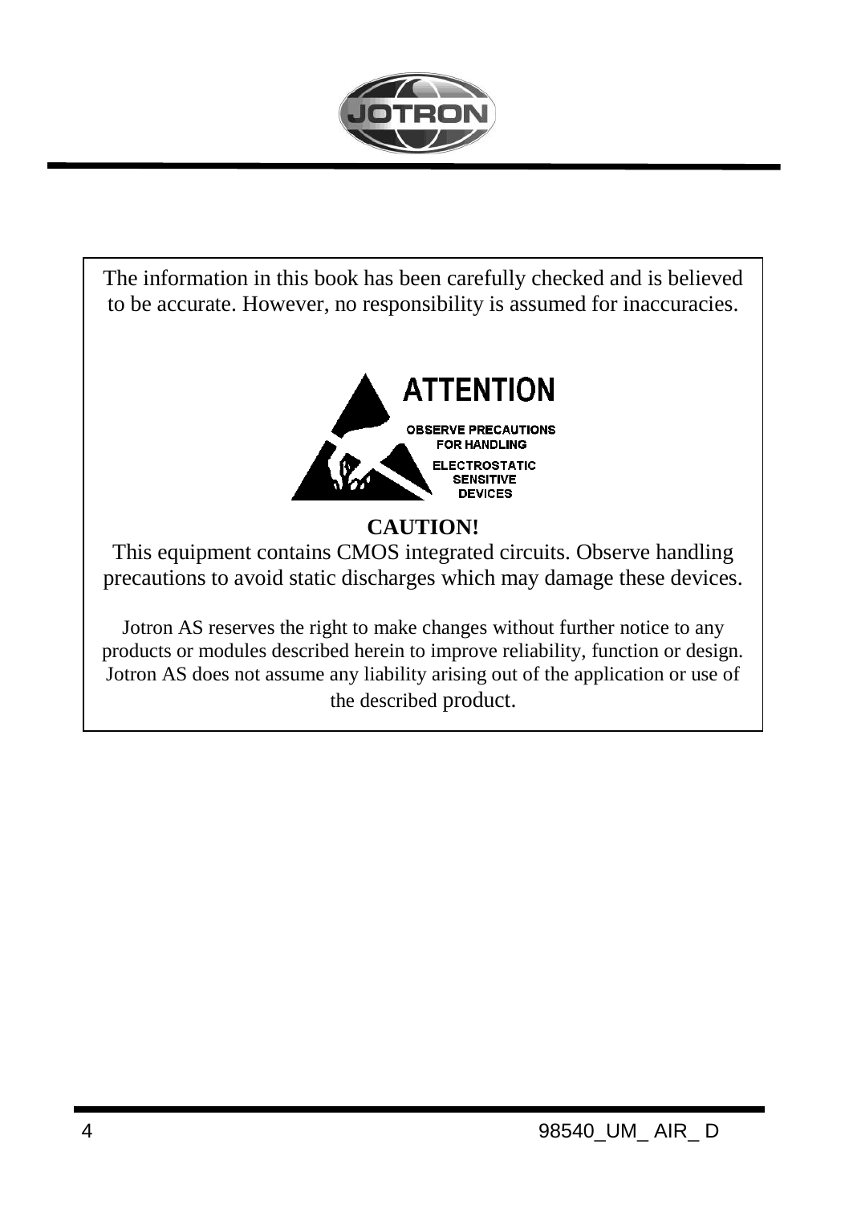The information in this book has been carefully checked and is believed to be accurate. However, no responsibility is assumed for inaccuracies.

**ATTENTION**

**OBSERVE PRECAUTIONS FOR HANDLING ELECTROSTATIC SENSITIVE DEVICES**

**CAUTION!**

This equipment contains CMOS integrated circuits. Observe handling precautions to avoid static discharges which may damage these devices.

Jotron AS reserves the right to make changes without further notice to any products or modules described herein to improve reliability, function or design. Jotron AS does not assume any liability arising out of the application or use of the described product.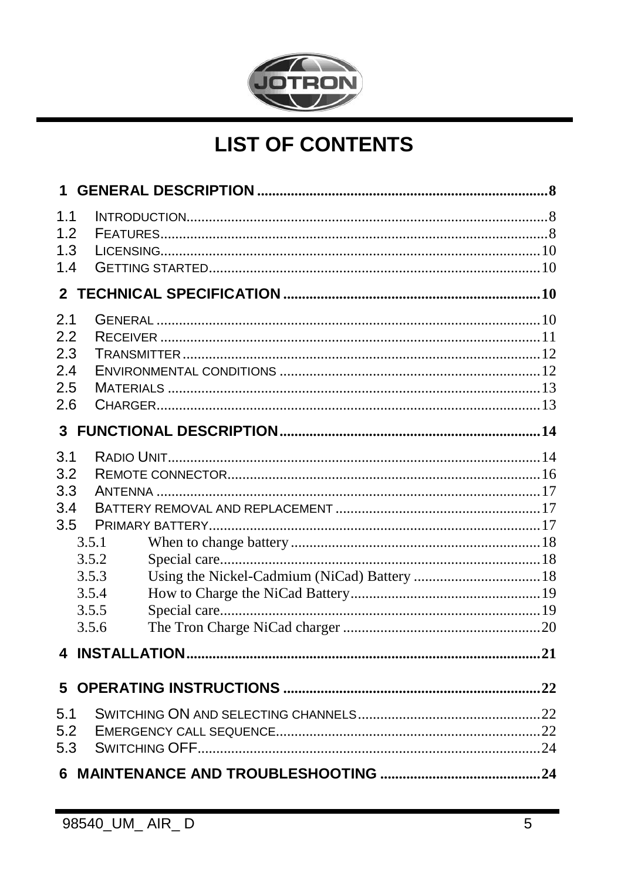# LIST OF CONTENTS

**1 GENERAL DESCRIPTION** ..... 8

1.1 INTRODUCTION ..... 8
1.2 FEATURES ..... 8
1.3 LICENSING ..... 10
1.4 GETTING STARTED ..... 10

**2 TECHNICAL SPECIFICATION** ..... 10

2.1 GENERAL ..... 10
2.2 RECEIVER ..... 11
2.3 TRANSMITTER ..... 12
2.4 ENVIRONMENTAL CONDITIONS ..... 12
2.5 MATERIALS ..... 13
2.6 CHARGER ..... 13

**3 FUNCTIONAL DESCRIPTION** ..... 14

3.1 RADIO UNIT ..... 14
3.2 REMOTE CONNECTOR ..... 16
3.3 ANTENNA ..... 17
3.4 BATTERY REMOVAL AND REPLACEMENT ..... 17
3.5 PRIMARY BATTERY ..... 17
- 3.5.1 When to change battery ..... 18
- 3.5.2 Special care ..... 18
- 3.5.3 Using the Nickel-Cadmium (NiCad) Battery ..... 18
- 3.5.4 How to Charge the NiCad Battery ..... 19
- 3.5.5 Special care ..... 19
- 3.5.6 The Tron Charge NiCad charger ..... 20

**4 INSTALLATION** ..... 21

**5 OPERATING INSTRUCTIONS** ..... 22

5.1 SWITCHING ON AND SELECTING CHANNELS ..... 22
5.2 EMERGENCY CALL SEQUENCE ..... 22
5.3 SWITCHING OFF ..... 24

**6 MAINTENANCE AND TROUBLESHOOTING** ..... 24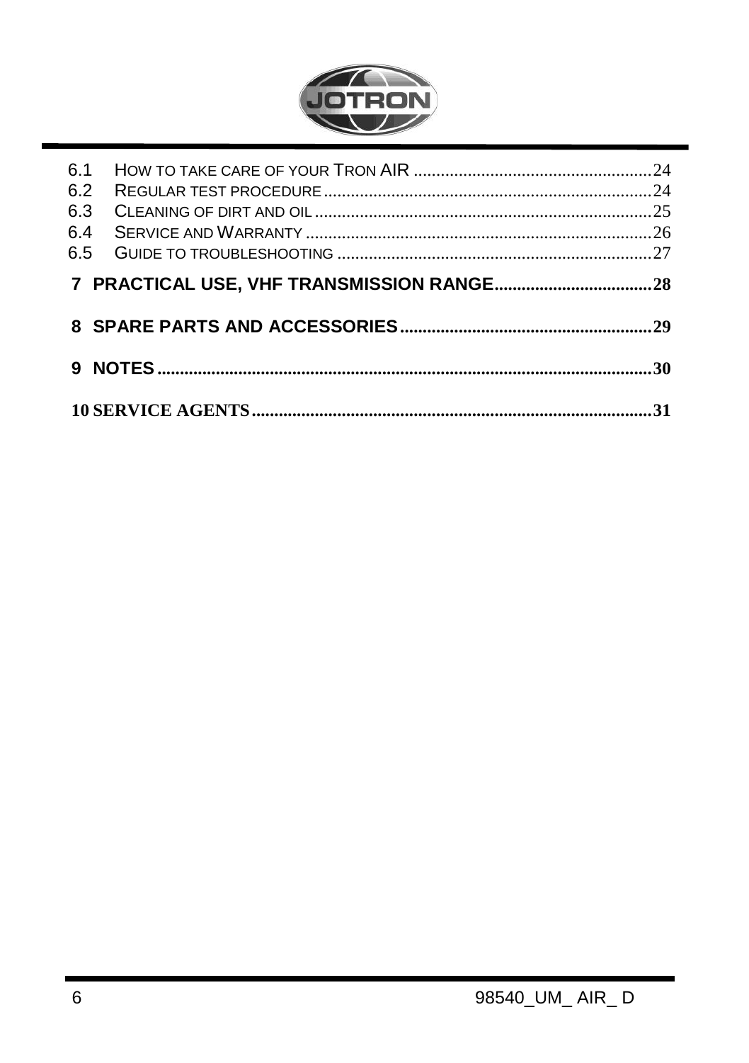6.1 HOW TO TAKE CARE OF YOUR TRON AIR ....................................................24
6.2 REGULAR TEST PROCEDURE ........................................................................24
6.3 CLEANING OF DIRT AND OIL ..........................................................................25
6.4 SERVICE AND WARRANTY ............................................................................26
6.5 GUIDE TO TROUBLESHOOTING .....................................................................27

**7 PRACTICAL USE, VHF TRANSMISSION RANGE..................................28**

**8 SPARE PARTS AND ACCESSORIES.......................................................29**

**9 NOTES.............................................................................................................30**

**10 SERVICE AGENTS.........................................................................................31**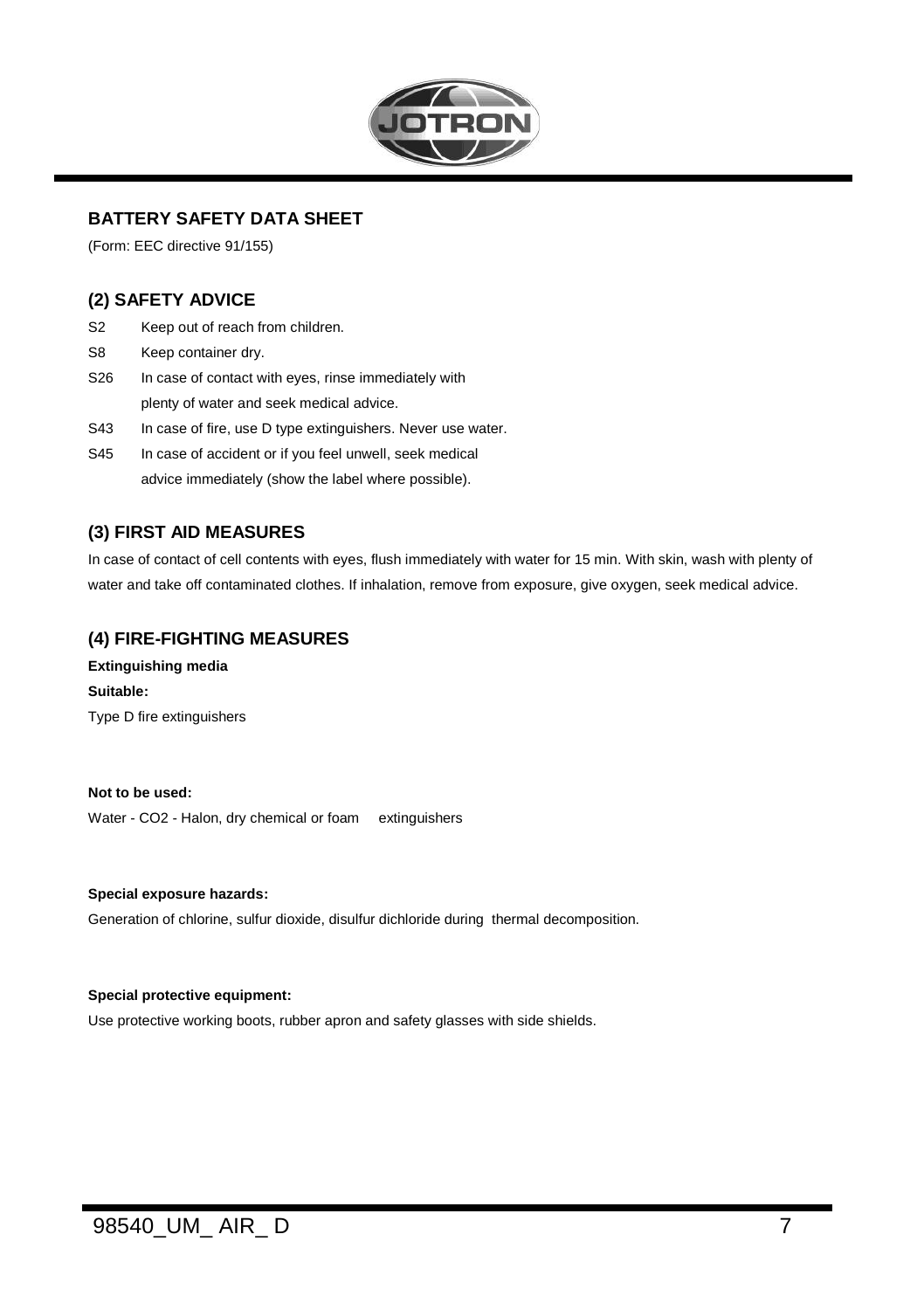## BATTERY SAFETY DATA SHEET

(Form: EEC directive 91/155)

### (2) SAFETY ADVICE

S2 Keep out of reach from children.

S8 Keep container dry.

S26 In case of contact with eyes, rinse immediately with plenty of water and seek medical advice.

S43 In case of fire, use D type extinguishers. Never use water.

S45 In case of accident or if you feel unwell, seek medical advice immediately (show the label where possible).

### (3) FIRST AID MEASURES

In case of contact of cell contents with eyes, flush immediately with water for 15 min. With skin, wash with plenty of water and take off contaminated clothes. If inhalation, remove from exposure, give oxygen, seek medical advice.

### (4) FIRE-FIGHTING MEASURES

**Extinguishing media**

**Suitable:**

Type D fire extinguishers

**Not to be used:**

Water - CO2 - Halon, dry chemical or foam extinguishers

**Special exposure hazards:**

Generation of chlorine, sulfur dioxide, disulfur dichloride during thermal decomposition.

**Special protective equipment:**

Use protective working boots, rubber apron and safety glasses with side shields.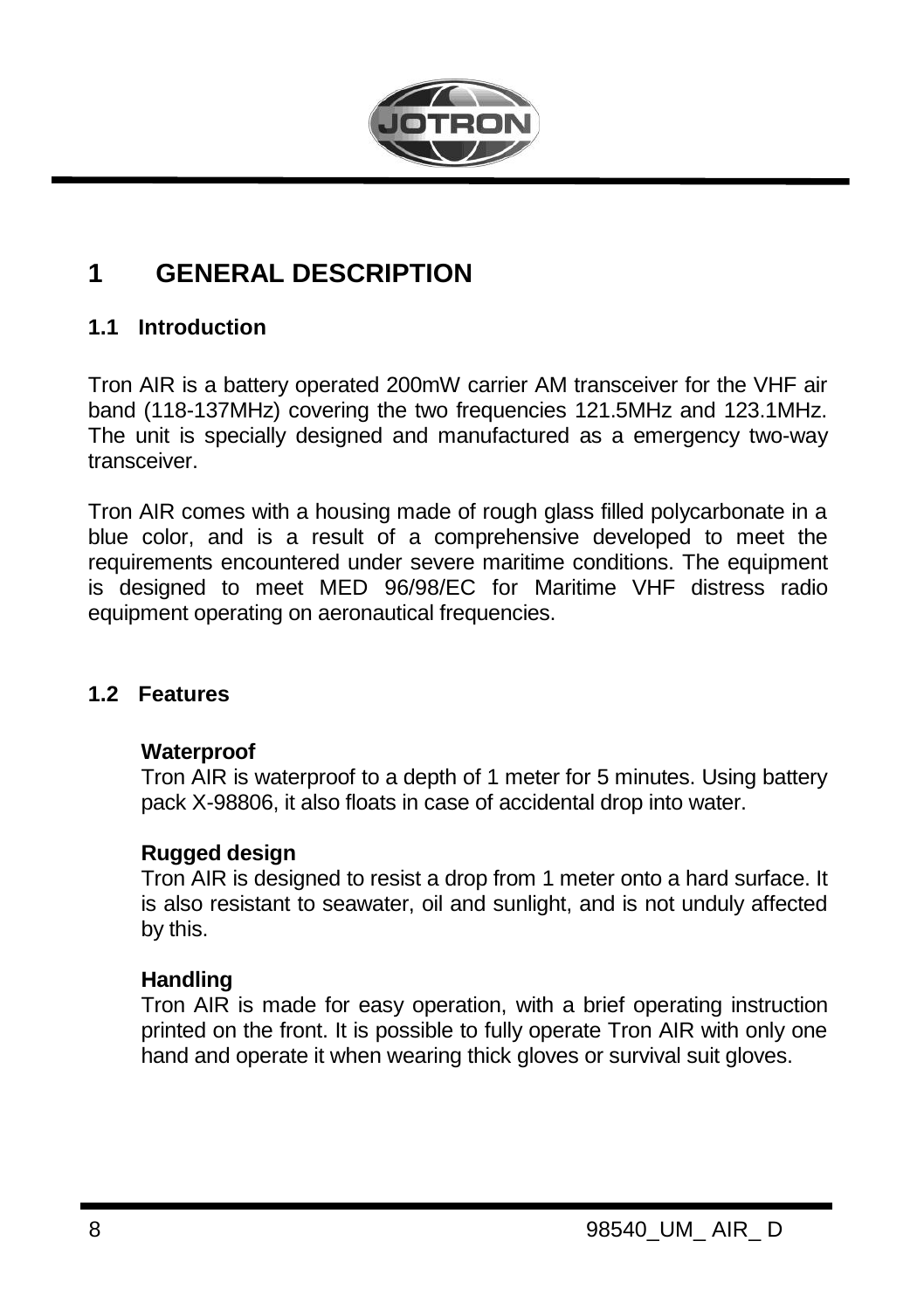# 1 GENERAL DESCRIPTION

## 1.1 Introduction

Tron AIR is a battery operated 200mW carrier AM transceiver for the VHF air band (118-137MHz) covering the two frequencies 121.5MHz and 123.1MHz. The unit is specially designed and manufactured as a emergency two-way transceiver.

Tron AIR comes with a housing made of rough glass filled polycarbonate in a blue color, and is a result of a comprehensive developed to meet the requirements encountered under severe maritime conditions. The equipment is designed to meet MED 96/98/EC for Maritime VHF distress radio equipment operating on aeronautical frequencies.

## 1.2 Features

**Waterproof**
Tron AIR is waterproof to a depth of 1 meter for 5 minutes. Using battery pack X-98806, it also floats in case of accidental drop into water.

**Rugged design**
Tron AIR is designed to resist a drop from 1 meter onto a hard surface. It is also resistant to seawater, oil and sunlight, and is not unduly affected by this.

**Handling**
Tron AIR is made for easy operation, with a brief operating instruction printed on the front. It is possible to fully operate Tron AIR with only one hand and operate it when wearing thick gloves or survival suit gloves.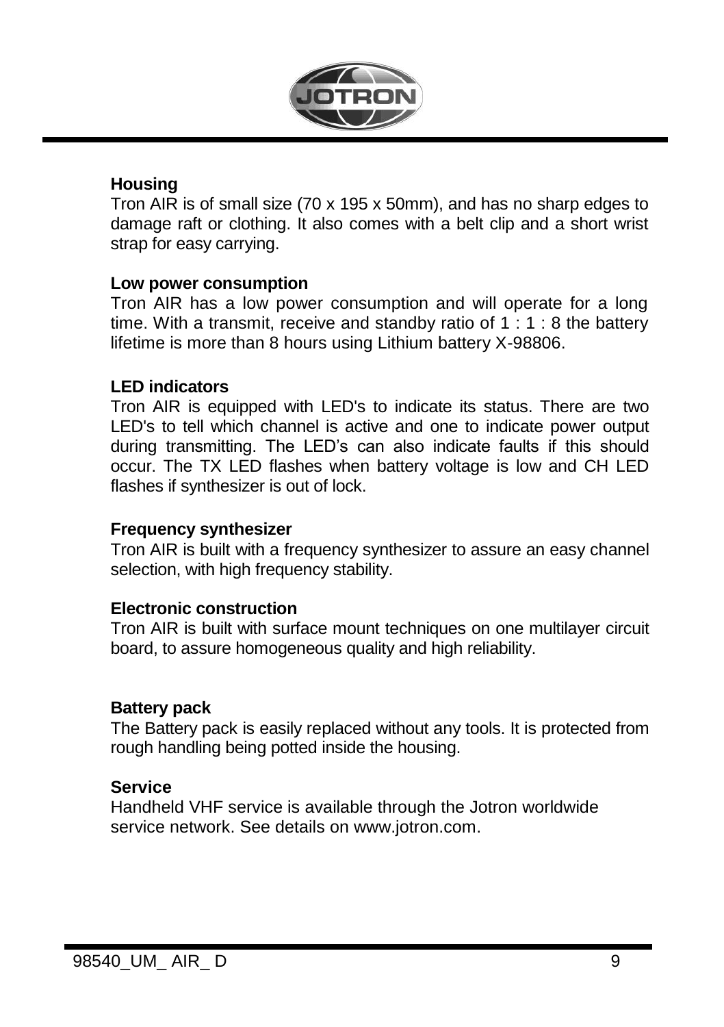**Housing**

Tron AIR is of small size (70 x 195 x 50mm), and has no sharp edges to damage raft or clothing. It also comes with a belt clip and a short wrist strap for easy carrying.

**Low power consumption**

Tron AIR has a low power consumption and will operate for a long time. With a transmit, receive and standby ratio of 1 : 1 : 8 the battery lifetime is more than 8 hours using Lithium battery X-98806.

**LED indicators**

Tron AIR is equipped with LED's to indicate its status. There are two LED's to tell which channel is active and one to indicate power output during transmitting. The LED's can also indicate faults if this should occur. The TX LED flashes when battery voltage is low and CH LED flashes if synthesizer is out of lock.

**Frequency synthesizer**

Tron AIR is built with a frequency synthesizer to assure an easy channel selection, with high frequency stability.

**Electronic construction**

Tron AIR is built with surface mount techniques on one multilayer circuit board, to assure homogeneous quality and high reliability.

**Battery pack**

The Battery pack is easily replaced without any tools. It is protected from rough handling being potted inside the housing.

**Service**

Handheld VHF service is available through the Jotron worldwide service network. See details on www.jotron.com.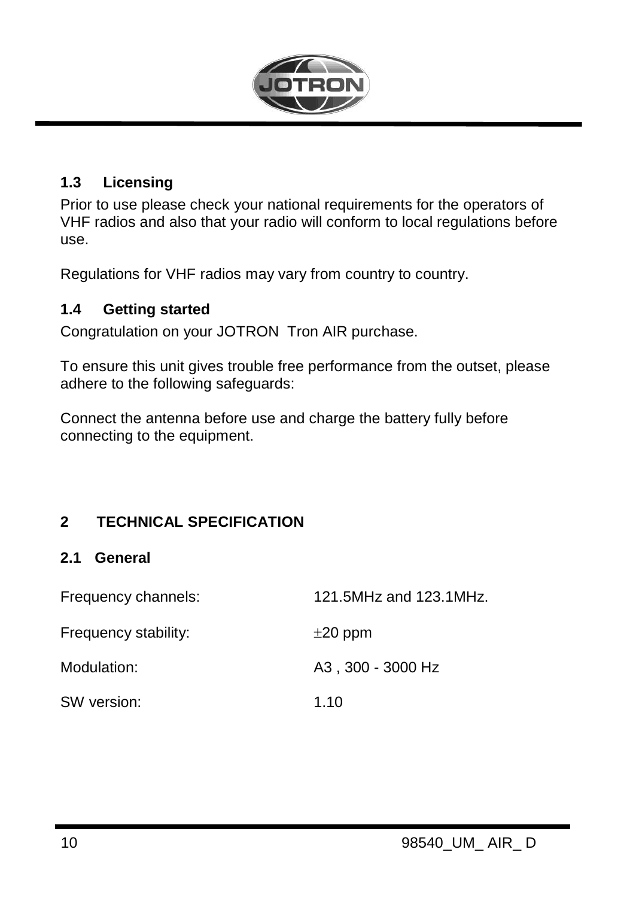### 1.3 Licensing

Prior to use please check your national requirements for the operators of VHF radios and also that your radio will conform to local regulations before use.

Regulations for VHF radios may vary from country to country.

### 1.4 Getting started

Congratulation on your JOTRON Tron AIR purchase.

To ensure this unit gives trouble free performance from the outset, please adhere to the following safeguards:

Connect the antenna before use and charge the battery fully before connecting to the equipment.

## 2 TECHNICAL SPECIFICATION

### 2.1 General

| | |
|---|---|
| Frequency channels: | 121.5MHz and 123.1MHz. |
| Frequency stability: | ±20 ppm |
| Modulation: | A3 , 300 - 3000 Hz |
| SW version: | 1.10 |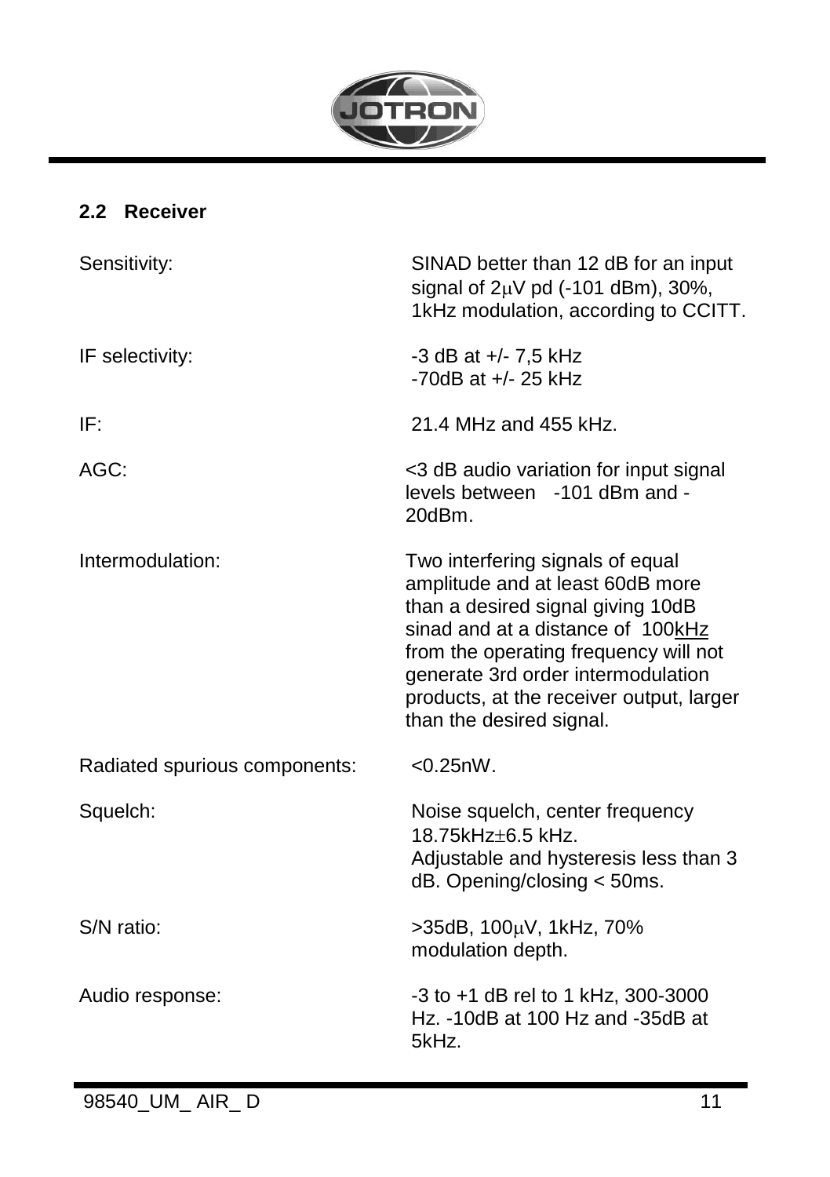## 2.2 Receiver

| | |
|---|---|
| Sensitivity: | SINAD better than 12 dB for an input signal of 2μV pd (-101 dBm), 30%, 1kHz modulation, according to CCITT. |
| IF selectivity: | -3 dB at +/- 7,5 kHz<br>-70dB at +/- 25 kHz |
| IF: | 21.4 MHz and 455 kHz. |
| AGC: | <3 dB audio variation for input signal levels between -101 dBm and -20dBm. |
| Intermodulation: | Two interfering signals of equal amplitude and at least 60dB more than a desired signal giving 10dB sinad and at a distance of 100kHz from the operating frequency will not generate 3rd order intermodulation products, at the receiver output, larger than the desired signal. |
| Radiated spurious components: | <0.25nW. |
| Squelch: | Noise squelch, center frequency 18.75kHz±6.5 kHz.<br>Adjustable and hysteresis less than 3 dB. Opening/closing < 50ms. |
| S/N ratio: | >35dB, 100μV, 1kHz, 70% modulation depth. |
| Audio response: | -3 to +1 dB rel to 1 kHz, 300-3000 Hz. -10dB at 100 Hz and -35dB at 5kHz. |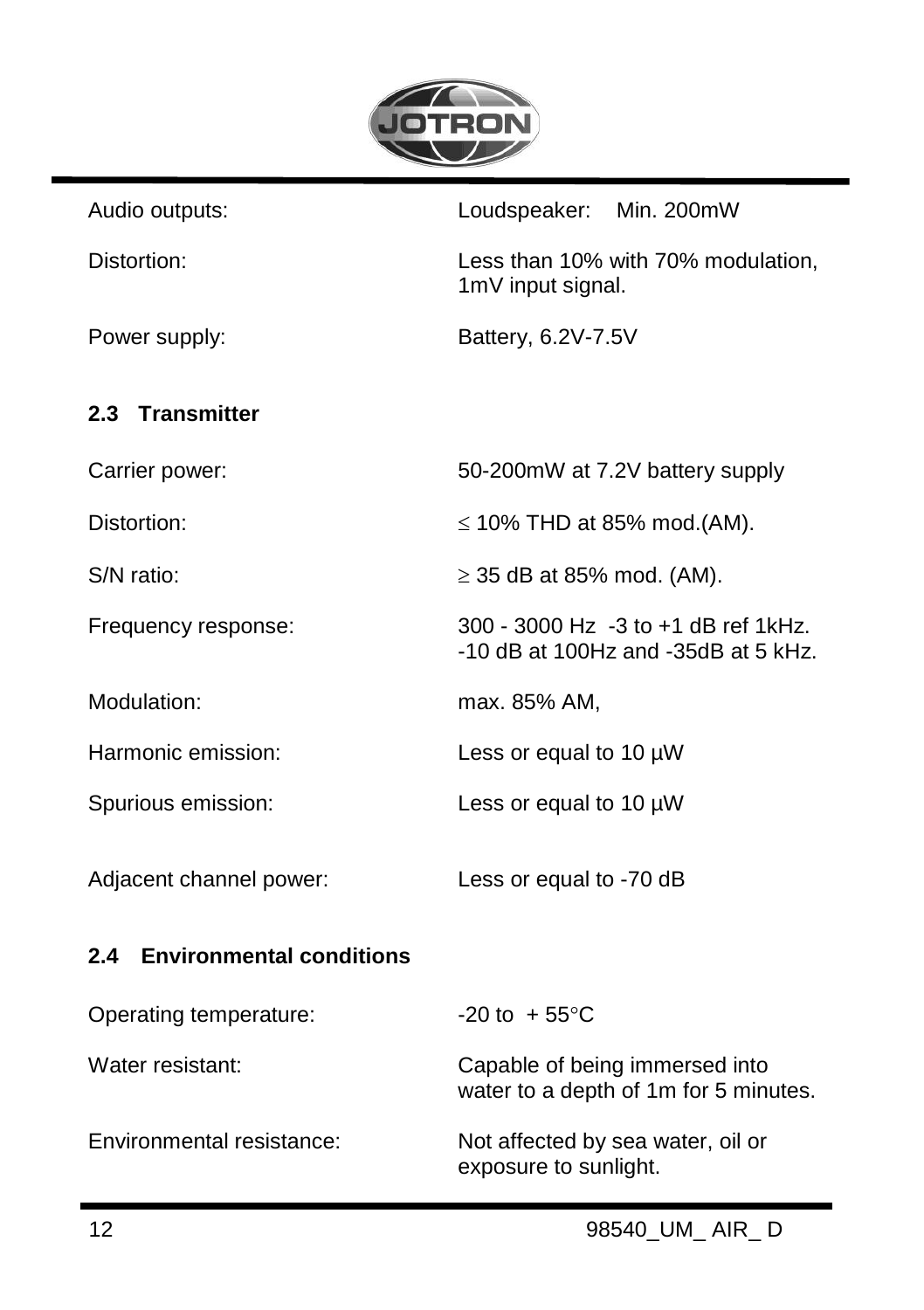| | |
|---|---|
| Audio outputs: | Loudspeaker: Min. 200mW |
| Distortion: | Less than 10% with 70% modulation, 1mV input signal. |
| Power supply: | Battery, 6.2V-7.5V |

## 2.3 Transmitter

| | |
|---|---|
| Carrier power: | 50-200mW at 7.2V battery supply |
| Distortion: | ≤ 10% THD at 85% mod.(AM). |
| S/N ratio: | ≥ 35 dB at 85% mod. (AM). |
| Frequency response: | 300 - 3000 Hz -3 to +1 dB ref 1kHz. -10 dB at 100Hz and -35dB at 5 kHz. |
| Modulation: | max. 85% AM, |
| Harmonic emission: | Less or equal to 10 µW |
| Spurious emission: | Less or equal to 10 µW |
| Adjacent channel power: | Less or equal to -70 dB |

## 2.4 Environmental conditions

| | |
|---|---|
| Operating temperature: | -20 to + 55°C |
| Water resistant: | Capable of being immersed into water to a depth of 1m for 5 minutes. |
| Environmental resistance: | Not affected by sea water, oil or exposure to sunlight. |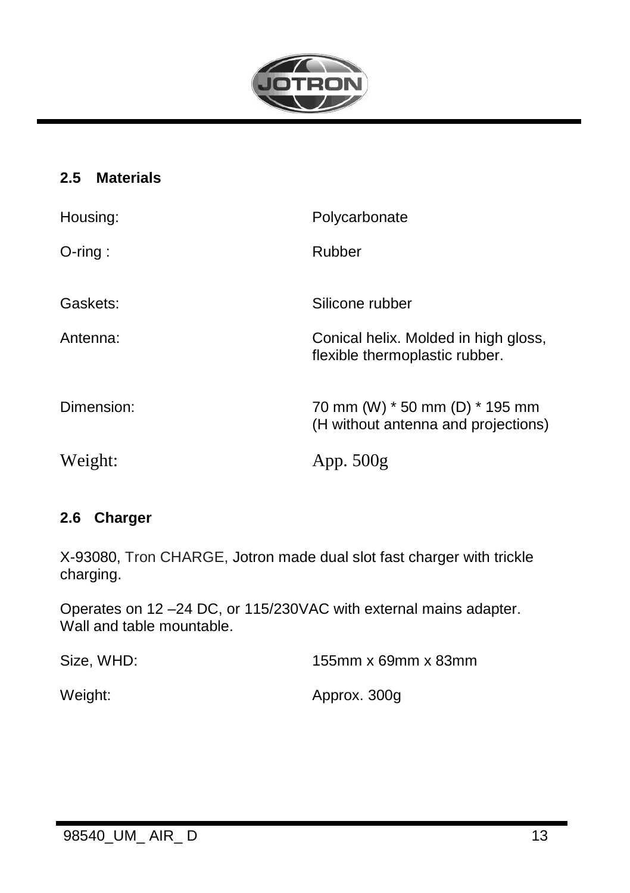## 2.5 Materials

| | |
|---|---|
| Housing: | Polycarbonate |
| O-ring : | Rubber |
| Gaskets: | Silicone rubber |
| Antenna: | Conical helix. Molded in high gloss, flexible thermoplastic rubber. |
| Dimension: | 70 mm (W) * 50 mm (D) * 195 mm (H without antenna and projections) |
| Weight: | App. 500g |

## 2.6 Charger

X-93080, Tron CHARGE, Jotron made dual slot fast charger with trickle charging.

Operates on 12 –24 DC, or 115/230VAC with external mains adapter.
Wall and table mountable.

| | |
|---|---|
| Size, WHD: | 155mm x 69mm x 83mm |
| Weight: | Approx. 300g |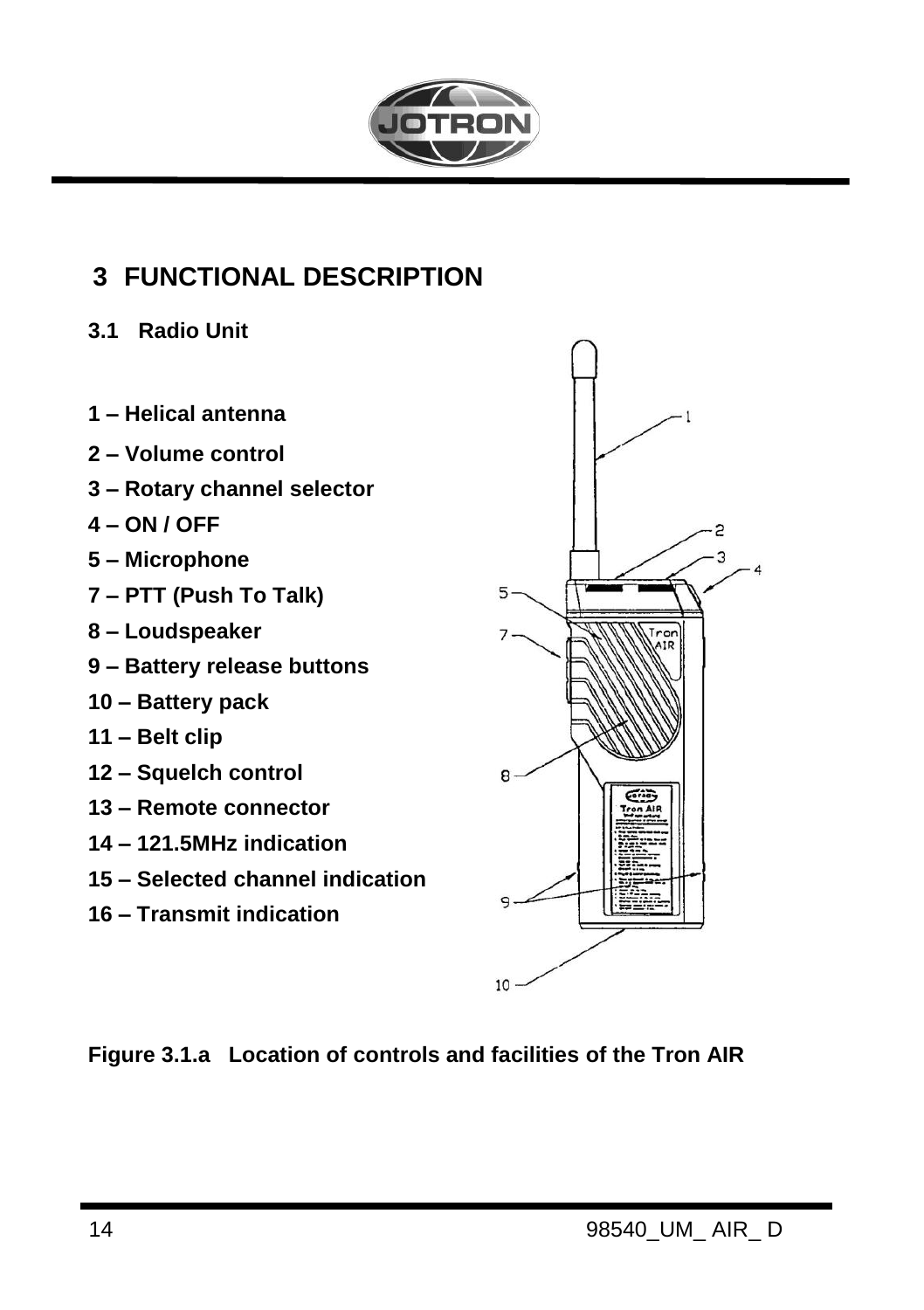# 3 FUNCTIONAL DESCRIPTION

## 3.1 Radio Unit

**1 – Helical antenna**

**2 – Volume control**

**3 – Rotary channel selector**

**4 – ON / OFF**

**5 – Microphone**

**7 – PTT (Push To Talk)**

**8 – Loudspeaker**

**9 – Battery release buttons**

**10 – Battery pack**

**11 – Belt clip**

**12 – Squelch control**

**13 – Remote connector**

**14 – 121.5MHz indication**

**15 – Selected channel indication**

**16 – Transmit indication**

**Figure 3.1.a Location of controls and facilities of the Tron AIR**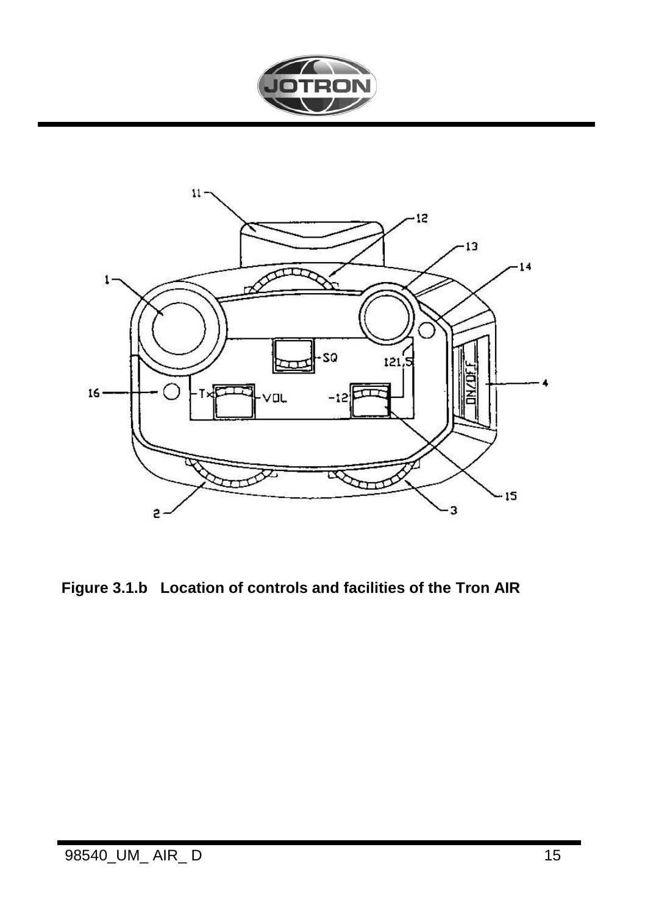**Figure 3.1.b   Location of controls and facilities of the Tron AIR**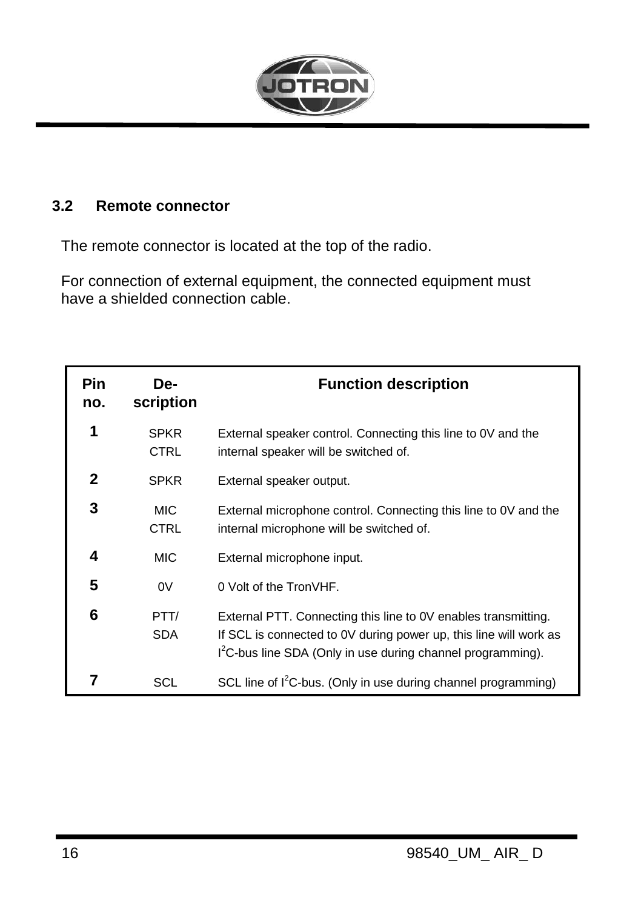## 3.2 Remote connector

The remote connector is located at the top of the radio.

For connection of external equipment, the connected equipment must have a shielded connection cable.

| Pin no. | De-scription | Function description |
|---|---|---|
| **1** | SPKR CTRL | External speaker control. Connecting this line to 0V and the internal speaker will be switched of. |
| **2** | SPKR | External speaker output. |
| **3** | MIC CTRL | External microphone control. Connecting this line to 0V and the internal microphone will be switched of. |
| **4** | MIC | External microphone input. |
| **5** | 0V | 0 Volt of the TronVHF. |
| **6** | PTT/ SDA | External PTT. Connecting this line to 0V enables transmitting. If SCL is connected to 0V during power up, this line will work as $I^2C$-bus line SDA (Only in use during channel programming). |
| **7** | SCL | SCL line of $I^2C$-bus. (Only in use during channel programming) |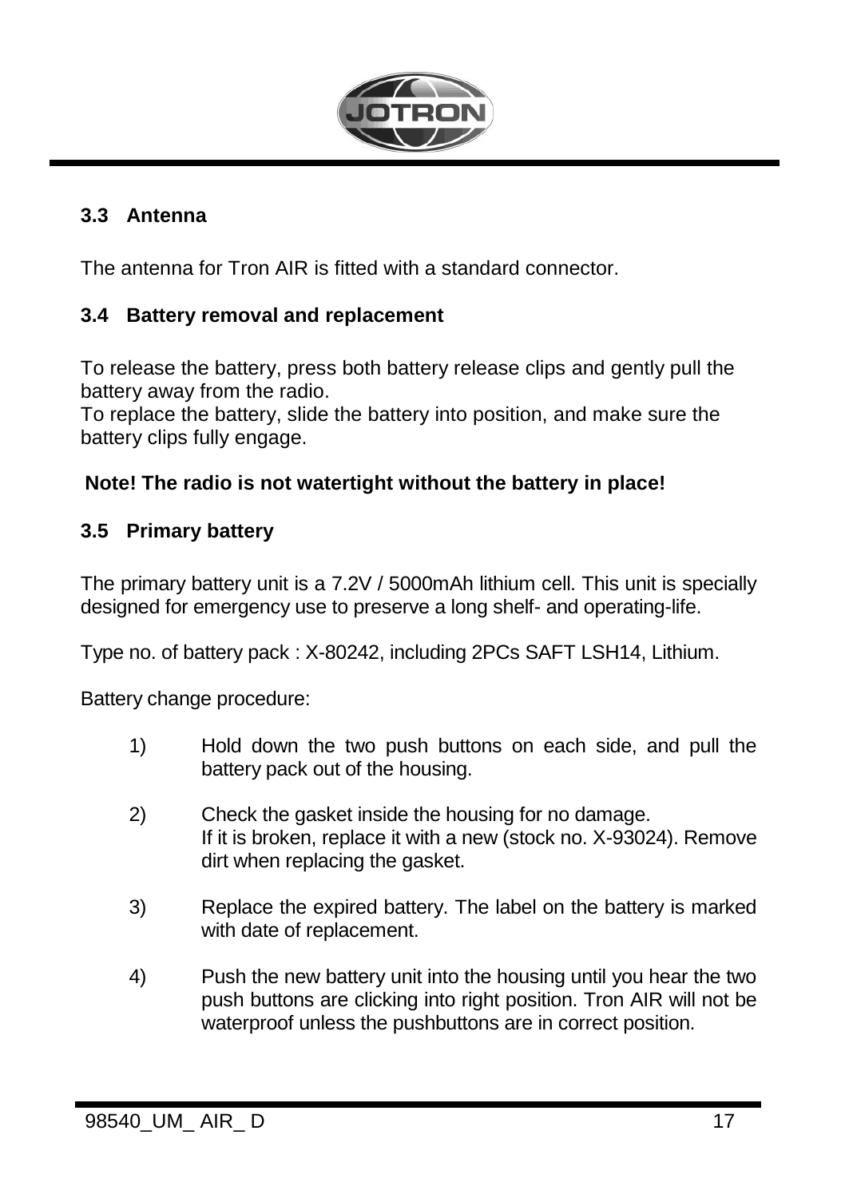### 3.3 Antenna

The antenna for Tron AIR is fitted with a standard connector.

### 3.4 Battery removal and replacement

To release the battery, press both battery release clips and gently pull the battery away from the radio.
To replace the battery, slide the battery into position, and make sure the battery clips fully engage.

**Note! The radio is not watertight without the battery in place!**

### 3.5 Primary battery

The primary battery unit is a 7.2V / 5000mAh lithium cell. This unit is specially designed for emergency use to preserve a long shelf- and operating-life.

Type no. of battery pack : X-80242, including 2PCs SAFT LSH14, Lithium.

Battery change procedure:

1) Hold down the two push buttons on each side, and pull the battery pack out of the housing.

2) Check the gasket inside the housing for no damage.
   If it is broken, replace it with a new (stock no. X-93024). Remove dirt when replacing the gasket.

3) Replace the expired battery. The label on the battery is marked with date of replacement.

4) Push the new battery unit into the housing until you hear the two push buttons are clicking into right position. Tron AIR will not be waterproof unless the pushbuttons are in correct position.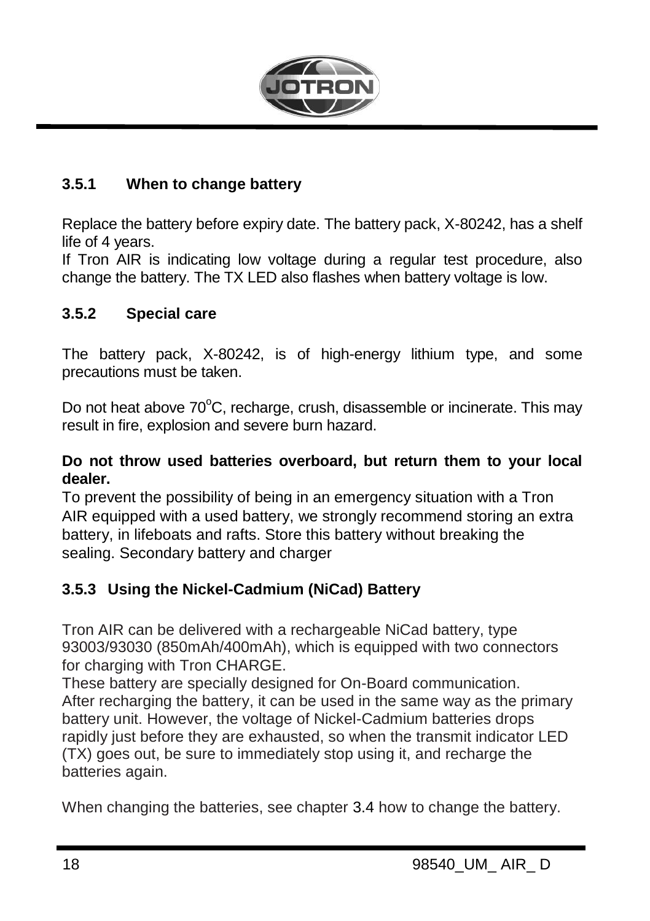### 3.5.1 When to change battery

Replace the battery before expiry date. The battery pack, X-80242, has a shelf life of 4 years.
If Tron AIR is indicating low voltage during a regular test procedure, also change the battery. The TX LED also flashes when battery voltage is low.

### 3.5.2 Special care

The battery pack, X-80242, is of high-energy lithium type, and some precautions must be taken.

Do not heat above 70°C, recharge, crush, disassemble or incinerate. This may result in fire, explosion and severe burn hazard.

**Do not throw used batteries overboard, but return them to your local dealer.**
To prevent the possibility of being in an emergency situation with a Tron AIR equipped with a used battery, we strongly recommend storing an extra battery, in lifeboats and rafts. Store this battery without breaking the sealing. Secondary battery and charger

### 3.5.3 Using the Nickel-Cadmium (NiCad) Battery

Tron AIR can be delivered with a rechargeable NiCad battery, type 93003/93030 (850mAh/400mAh), which is equipped with two connectors for charging with Tron CHARGE.
These battery are specially designed for On-Board communication.
After recharging the battery, it can be used in the same way as the primary battery unit. However, the voltage of Nickel-Cadmium batteries drops rapidly just before they are exhausted, so when the transmit indicator LED (TX) goes out, be sure to immediately stop using it, and recharge the batteries again.

When changing the batteries, see chapter 3.4 how to change the battery.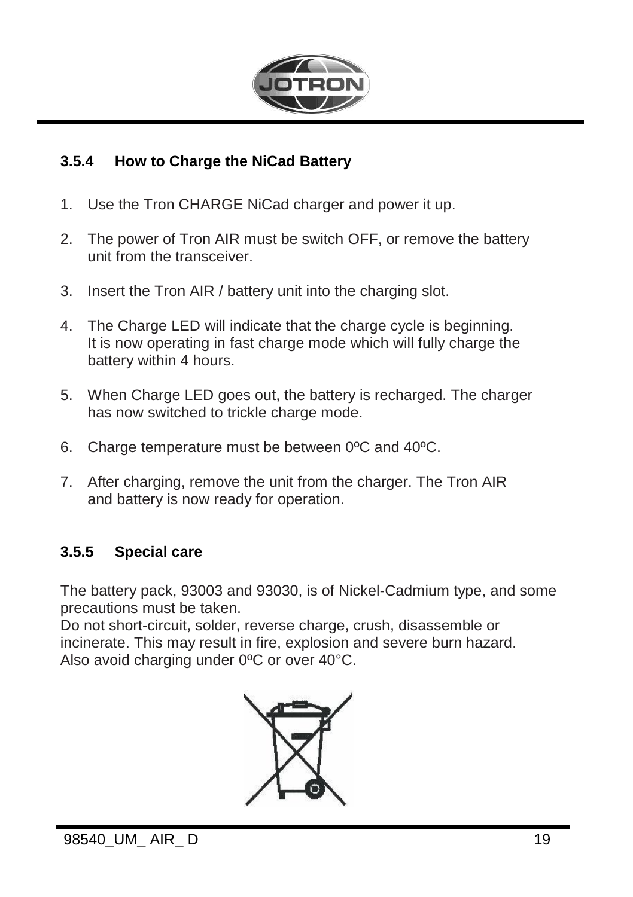### 3.5.4 How to Charge the NiCad Battery

1. Use the Tron CHARGE NiCad charger and power it up.
2. The power of Tron AIR must be switch OFF, or remove the battery unit from the transceiver.
3. Insert the Tron AIR / battery unit into the charging slot.
4. The Charge LED will indicate that the charge cycle is beginning. It is now operating in fast charge mode which will fully charge the battery within 4 hours.
5. When Charge LED goes out, the battery is recharged. The charger has now switched to trickle charge mode.
6. Charge temperature must be between 0ºC and 40ºC.
7. After charging, remove the unit from the charger. The Tron AIR and battery is now ready for operation.

### 3.5.5 Special care

The battery pack, 93003 and 93030, is of Nickel-Cadmium type, and some precautions must be taken.
Do not short-circuit, solder, reverse charge, crush, disassemble or incinerate. This may result in fire, explosion and severe burn hazard.
Also avoid charging under 0ºC or over 40°C.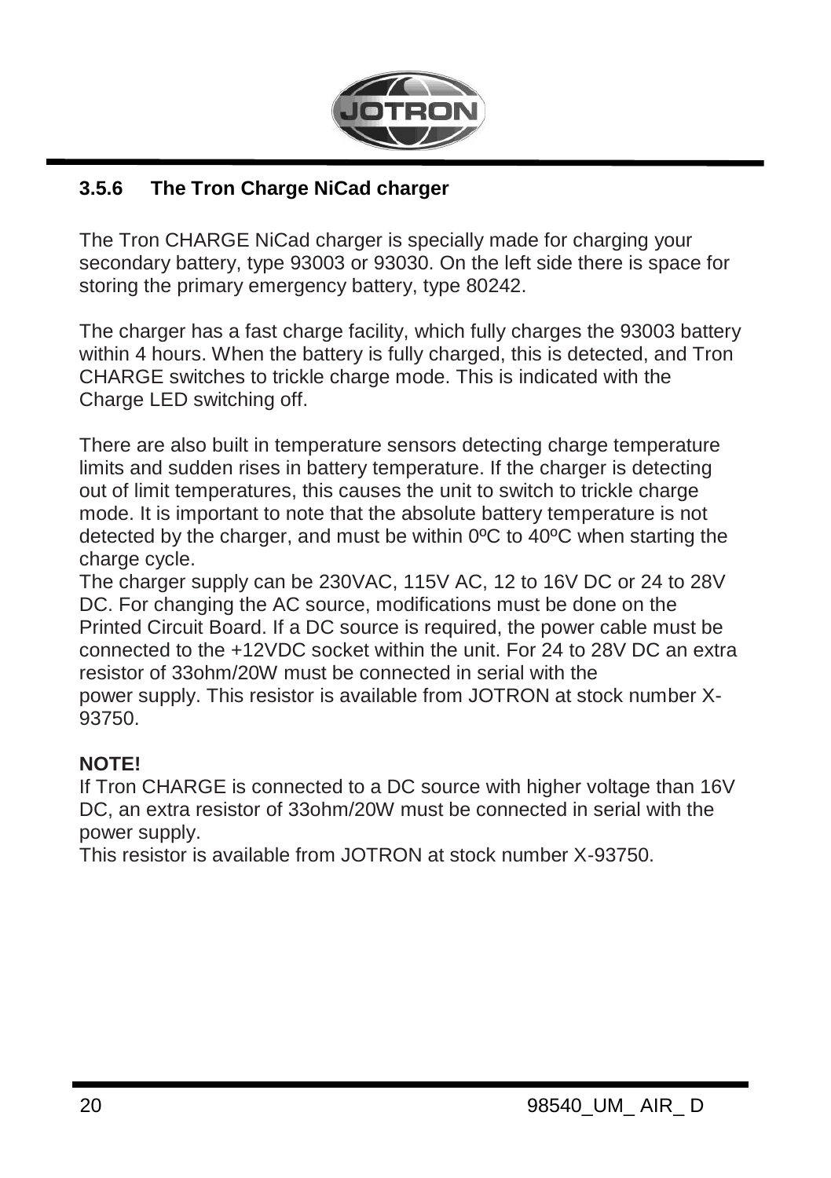### 3.5.6 The Tron Charge NiCad charger

The Tron CHARGE NiCad charger is specially made for charging your secondary battery, type 93003 or 93030. On the left side there is space for storing the primary emergency battery, type 80242.

The charger has a fast charge facility, which fully charges the 93003 battery within 4 hours. When the battery is fully charged, this is detected, and Tron CHARGE switches to trickle charge mode. This is indicated with the Charge LED switching off.

There are also built in temperature sensors detecting charge temperature limits and sudden rises in battery temperature. If the charger is detecting out of limit temperatures, this causes the unit to switch to trickle charge mode. It is important to note that the absolute battery temperature is not detected by the charger, and must be within 0ºC to 40ºC when starting the charge cycle.

The charger supply can be 230VAC, 115V AC, 12 to 16V DC or 24 to 28V DC. For changing the AC source, modifications must be done on the Printed Circuit Board. If a DC source is required, the power cable must be connected to the +12VDC socket within the unit. For 24 to 28V DC an extra resistor of 33ohm/20W must be connected in serial with the power supply. This resistor is available from JOTRON at stock number X-93750.

**NOTE!**

If Tron CHARGE is connected to a DC source with higher voltage than 16V DC, an extra resistor of 33ohm/20W must be connected in serial with the power supply.

This resistor is available from JOTRON at stock number X-93750.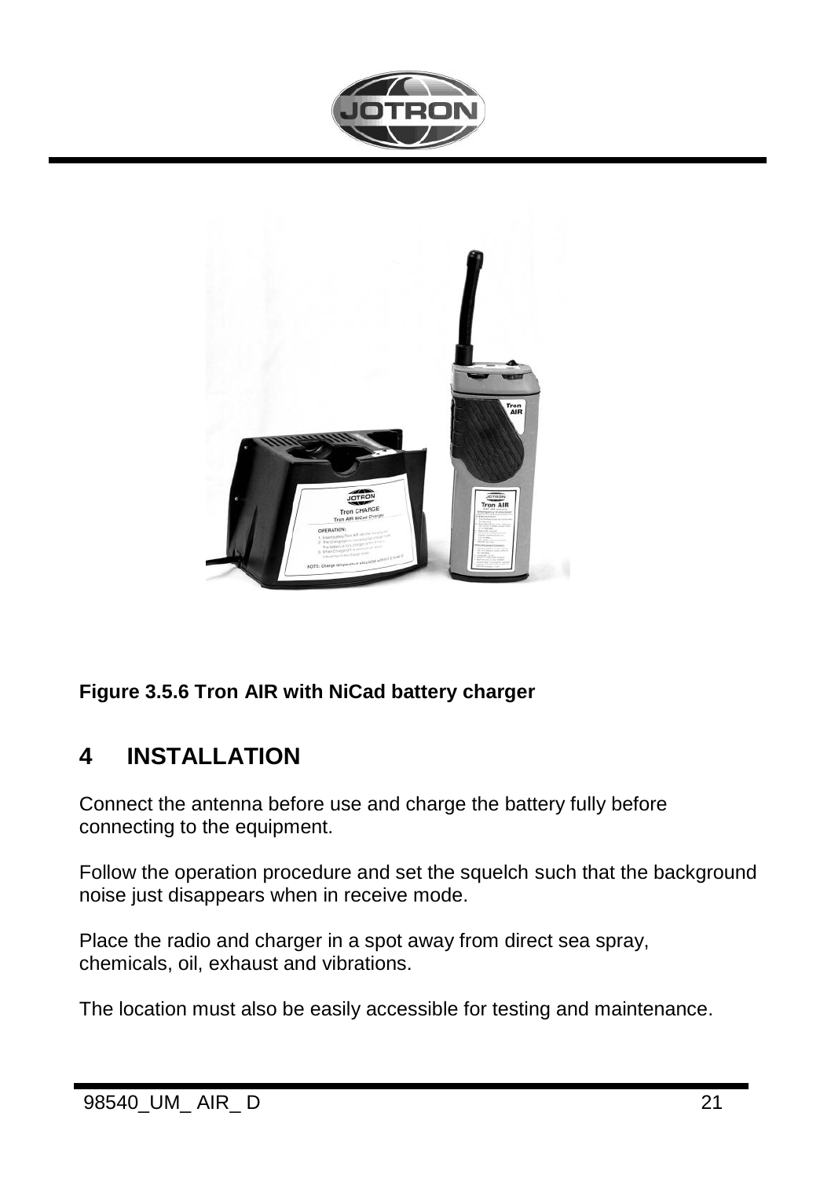**Figure 3.5.6 Tron AIR with NiCad battery charger**

# 4 INSTALLATION

Connect the antenna before use and charge the battery fully before connecting to the equipment.

Follow the operation procedure and set the squelch such that the background noise just disappears when in receive mode.

Place the radio and charger in a spot away from direct sea spray, chemicals, oil, exhaust and vibrations.

The location must also be easily accessible for testing and maintenance.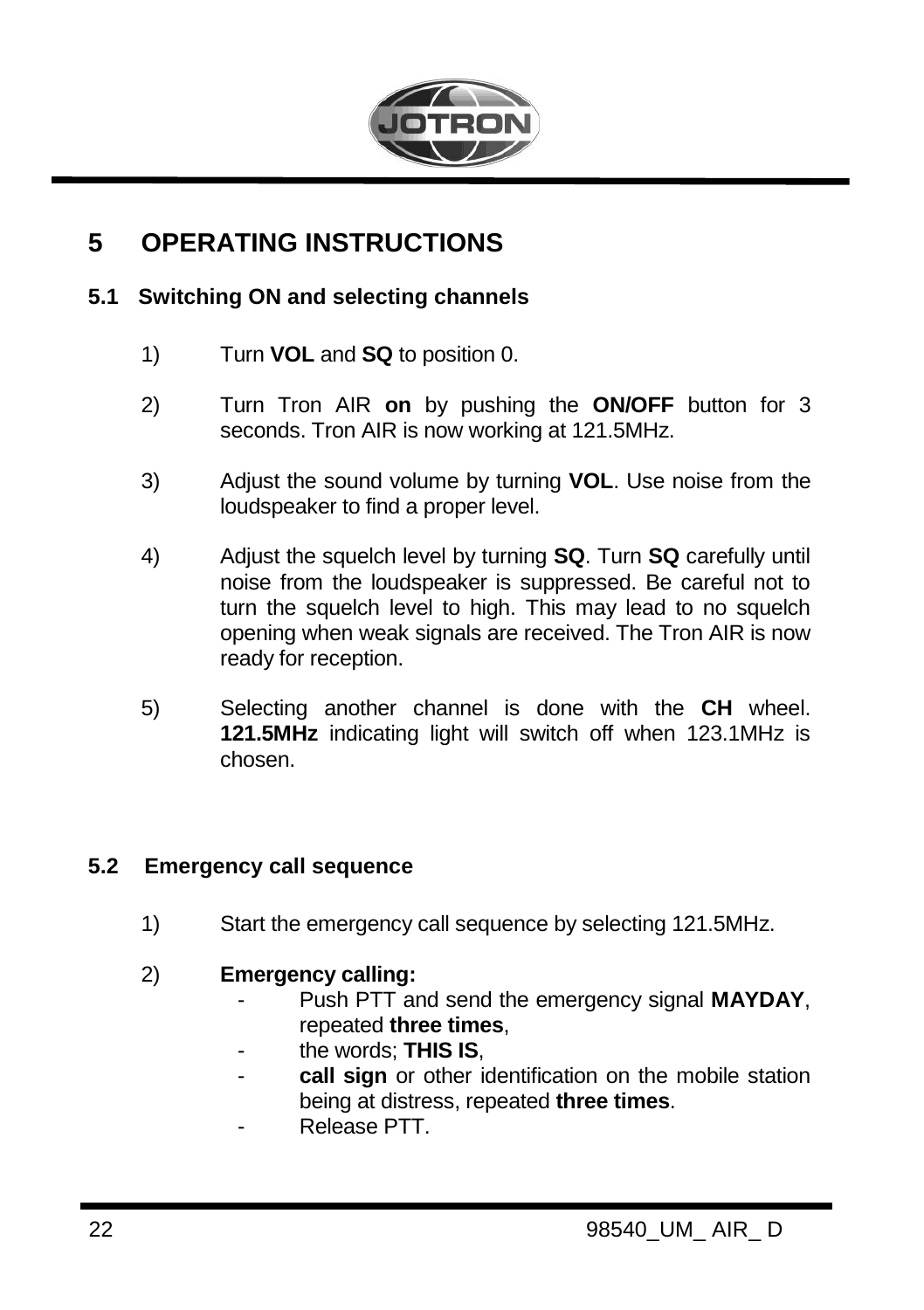# 5 OPERATING INSTRUCTIONS

## 5.1 Switching ON and selecting channels

1) Turn **VOL** and **SQ** to position 0.

2) Turn Tron AIR **on** by pushing the **ON/OFF** button for 3 seconds. Tron AIR is now working at 121.5MHz.

3) Adjust the sound volume by turning **VOL**. Use noise from the loudspeaker to find a proper level.

4) Adjust the squelch level by turning **SQ**. Turn **SQ** carefully until noise from the loudspeaker is suppressed. Be careful not to turn the squelch level to high. This may lead to no squelch opening when weak signals are received. The Tron AIR is now ready for reception.

5) Selecting another channel is done with the **CH** wheel. **121.5MHz** indicating light will switch off when 123.1MHz is chosen.

## 5.2 Emergency call sequence

1) Start the emergency call sequence by selecting 121.5MHz.

2) **Emergency calling:**
   - Push PTT and send the emergency signal **MAYDAY**, repeated **three times**,
   - the words; **THIS IS**,
   - **call sign** or other identification on the mobile station being at distress, repeated **three times**.
   - Release PTT.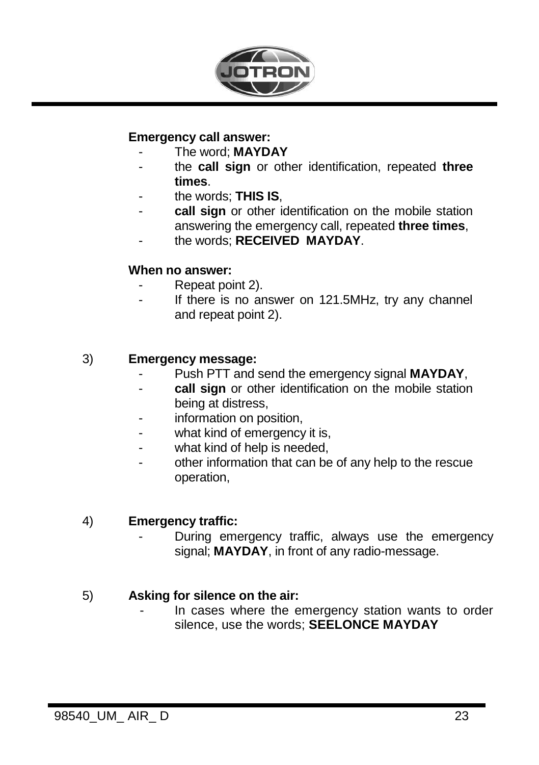**Emergency call answer:**

- The word; **MAYDAY**
- the **call sign** or other identification, repeated **three times**.
- the words; **THIS IS**,
- **call sign** or other identification on the mobile station answering the emergency call, repeated **three times**,
- the words; **RECEIVED MAYDAY**.

**When no answer:**

- Repeat point 2).
- If there is no answer on 121.5MHz, try any channel and repeat point 2).

3) **Emergency message:**
   - Push PTT and send the emergency signal **MAYDAY**,
   - **call sign** or other identification on the mobile station being at distress,
   - information on position,
   - what kind of emergency it is,
   - what kind of help is needed,
   - other information that can be of any help to the rescue operation,

4) **Emergency traffic:**
   - During emergency traffic, always use the emergency signal; **MAYDAY**, in front of any radio-message.

5) **Asking for silence on the air:**
   - In cases where the emergency station wants to order silence, use the words; **SEELONCE MAYDAY**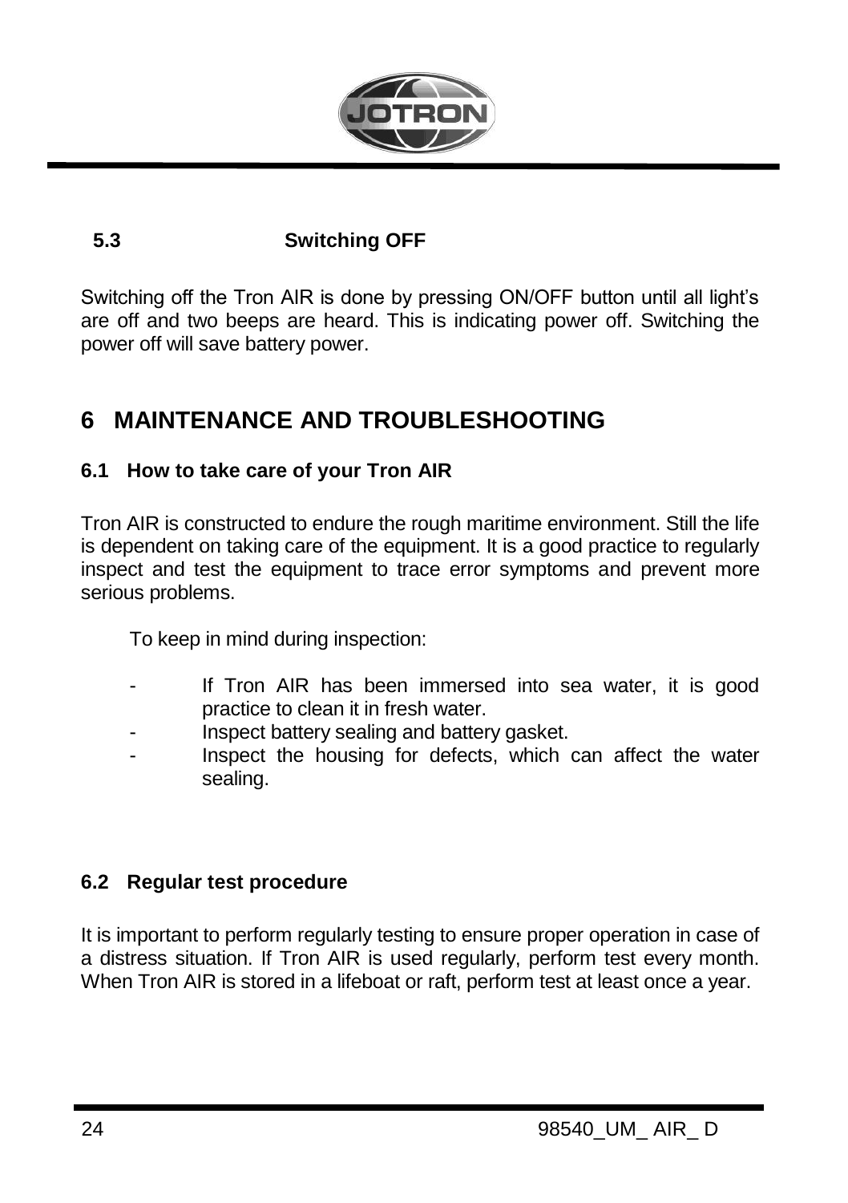### 5.3 Switching OFF

Switching off the Tron AIR is done by pressing ON/OFF button until all light's are off and two beeps are heard. This is indicating power off. Switching the power off will save battery power.

# 6 MAINTENANCE AND TROUBLESHOOTING

## 6.1 How to take care of your Tron AIR

Tron AIR is constructed to endure the rough maritime environment. Still the life is dependent on taking care of the equipment. It is a good practice to regularly inspect and test the equipment to trace error symptoms and prevent more serious problems.

To keep in mind during inspection:

- If Tron AIR has been immersed into sea water, it is good practice to clean it in fresh water.
- Inspect battery sealing and battery gasket.
- Inspect the housing for defects, which can affect the water sealing.

## 6.2 Regular test procedure

It is important to perform regularly testing to ensure proper operation in case of a distress situation. If Tron AIR is used regularly, perform test every month. When Tron AIR is stored in a lifeboat or raft, perform test at least once a year.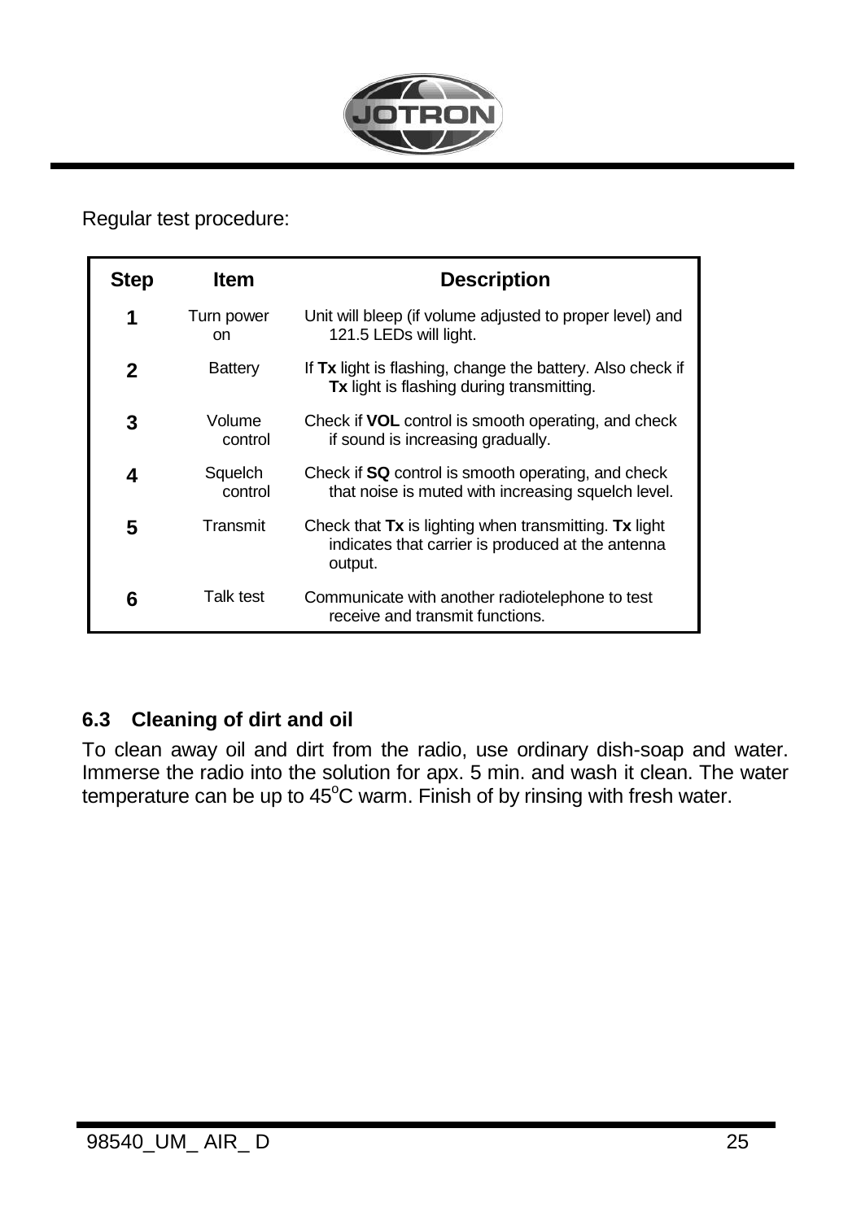Regular test procedure:

| Step | Item | Description |
| --- | --- | --- |
| **1** | Turn power on | Unit will bleep (if volume adjusted to proper level) and 121.5 LEDs will light. |
| **2** | Battery | If **Tx** light is flashing, change the battery. Also check if **Tx** light is flashing during transmitting. |
| **3** | Volume control | Check if **VOL** control is smooth operating, and check if sound is increasing gradually. |
| **4** | Squelch control | Check if **SQ** control is smooth operating, and check that noise is muted with increasing squelch level. |
| **5** | Transmit | Check that **Tx** is lighting when transmitting. **Tx** light indicates that carrier is produced at the antenna output. |
| **6** | Talk test | Communicate with another radiotelephone to test receive and transmit functions. |

### 6.3 Cleaning of dirt and oil

To clean away oil and dirt from the radio, use ordinary dish-soap and water. Immerse the radio into the solution for apx. 5 min. and wash it clean. The water temperature can be up to 45°C warm. Finish of by rinsing with fresh water.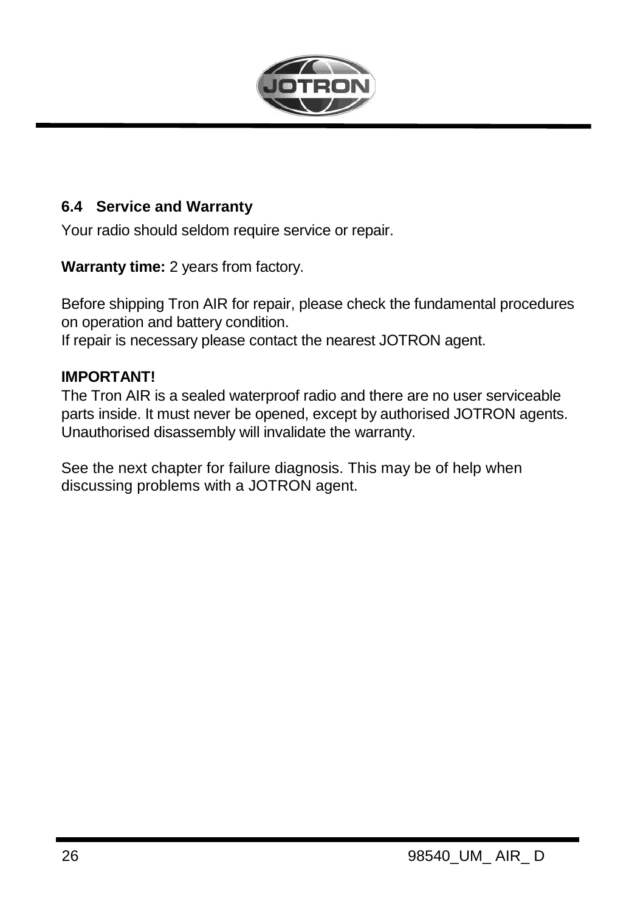## 6.4 Service and Warranty

Your radio should seldom require service or repair.

**Warranty time:** 2 years from factory.

Before shipping Tron AIR for repair, please check the fundamental procedures on operation and battery condition.
If repair is necessary please contact the nearest JOTRON agent.

**IMPORTANT!**
The Tron AIR is a sealed waterproof radio and there are no user serviceable parts inside. It must never be opened, except by authorised JOTRON agents. Unauthorised disassembly will invalidate the warranty.

See the next chapter for failure diagnosis. This may be of help when discussing problems with a JOTRON agent.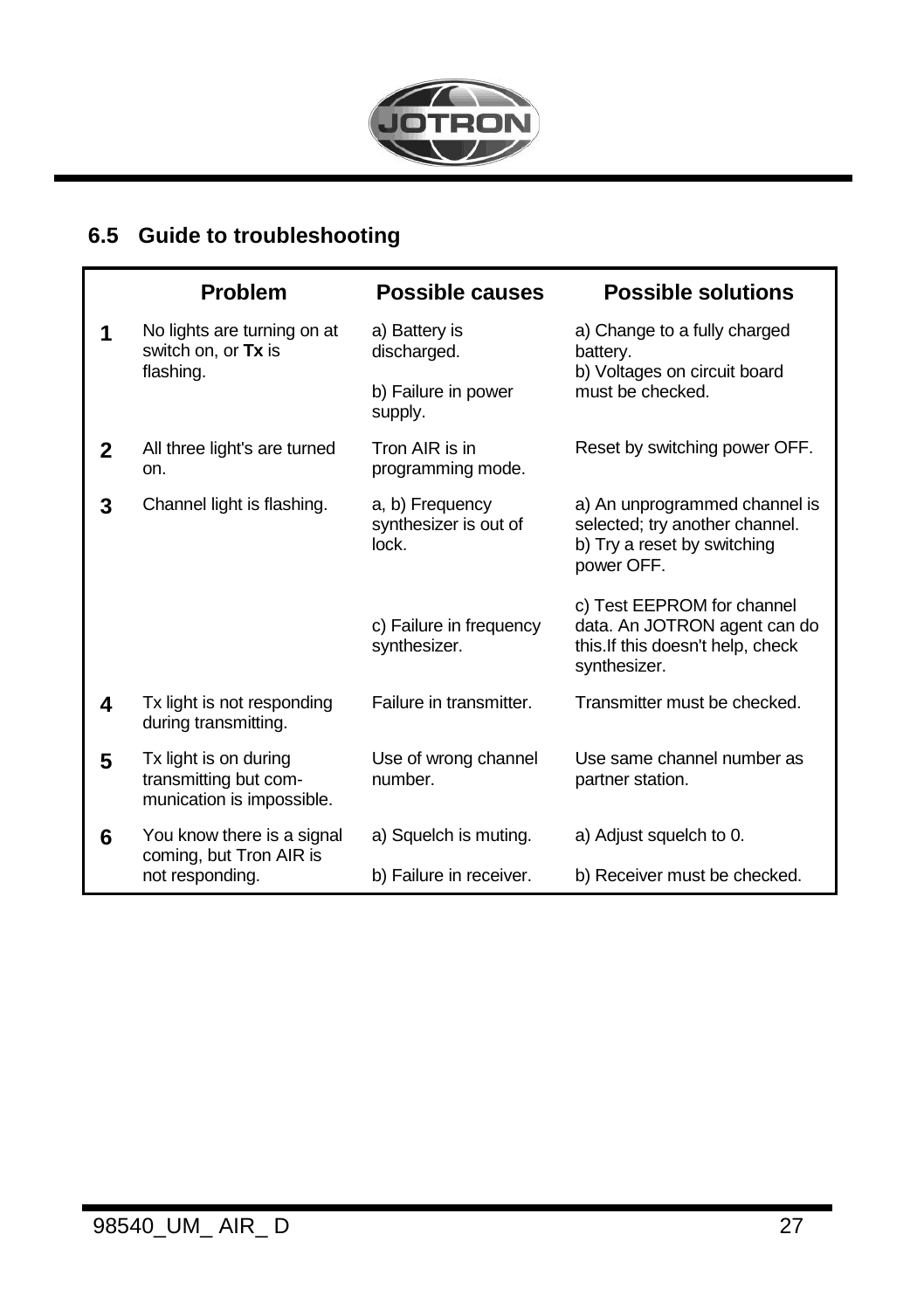## 6.5 Guide to troubleshooting

| | Problem | Possible causes | Possible solutions |
|---|---|---|---|
| **1** | No lights are turning on at switch on, or **Tx** is flashing. | a) Battery is discharged.<br>b) Failure in power supply. | a) Change to a fully charged battery.<br>b) Voltages on circuit board must be checked. |
| **2** | All three light's are turned on. | Tron AIR is in programming mode. | Reset by switching power OFF. |
| **3** | Channel light is flashing. | a, b) Frequency synthesizer is out of lock.<br>c) Failure in frequency synthesizer. | a) An unprogrammed channel is selected; try another channel.<br>b) Try a reset by switching power OFF.<br>c) Test EEPROM for channel data. An JOTRON agent can do this.If this doesn't help, check synthesizer. |
| **4** | Tx light is not responding during transmitting. | Failure in transmitter. | Transmitter must be checked. |
| **5** | Tx light is on during transmitting but com-munication is impossible. | Use of wrong channel number. | Use same channel number as partner station. |
| **6** | You know there is a signal coming, but Tron AIR is not responding. | a) Squelch is muting.<br>b) Failure in receiver. | a) Adjust squelch to 0.<br>b) Receiver must be checked. |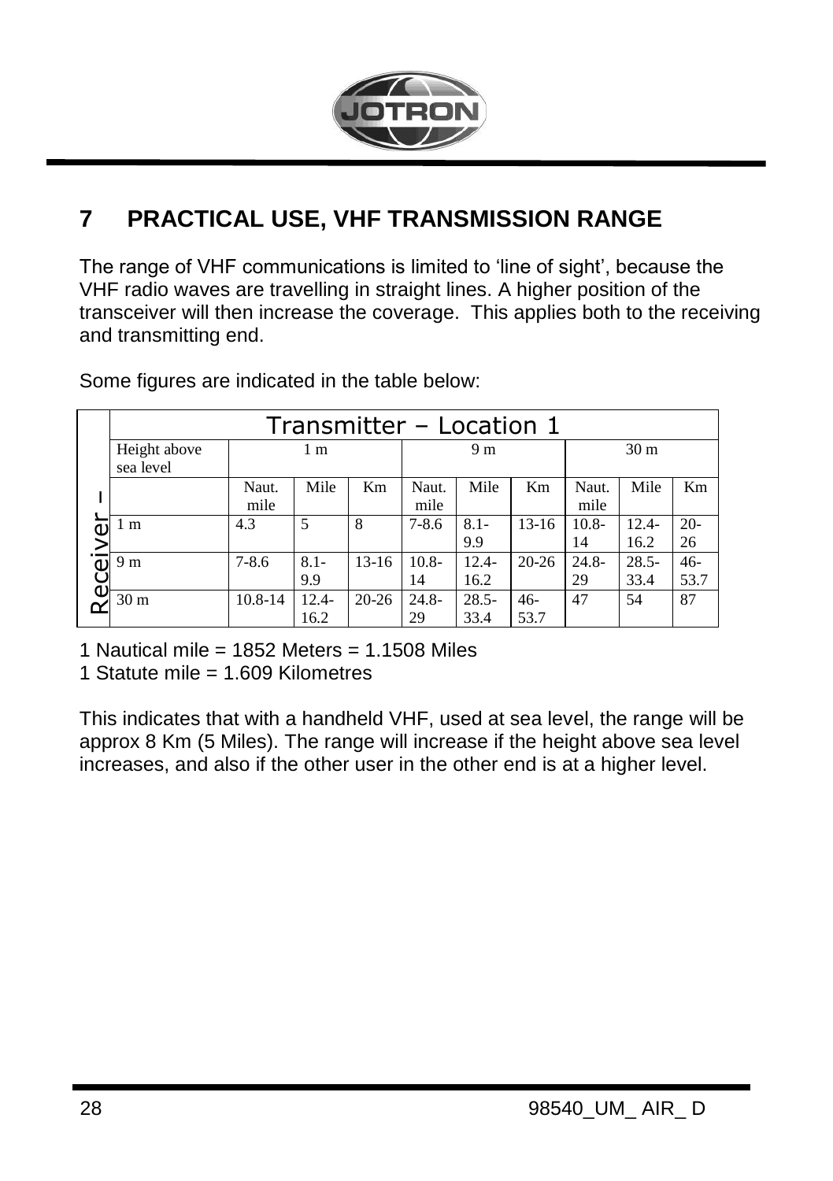# 7 PRACTICAL USE, VHF TRANSMISSION RANGE

The range of VHF communications is limited to 'line of sight', because the VHF radio waves are travelling in straight lines. A higher position of the transceiver will then increase the coverage. This applies both to the receiving and transmitting end.

Some figures are indicated in the table below:

| | Transmitter – Location 1 | | | | | | | | | |
|---|---|---|---|---|---|---|---|---|---|---|
| | Height above sea level | 1 m | | | 9 m | | | 30 m | | |
| | | Naut. mile | Mile | Km | Naut. mile | Mile | Km | Naut. mile | Mile | Km |
| Receiver – | 1 m | 4.3 | 5 | 8 | 7-8.6 | 8.1-9.9 | 13-16 | 10.8-14 | 12.4-16.2 | 20-26 |
| | 9 m | 7-8.6 | 8.1-9.9 | 13-16 | 10.8-14 | 12.4-16.2 | 20-26 | 24.8-29 | 28.5-33.4 | 46-53.7 |
| | 30 m | 10.8-14 | 12.4-16.2 | 20-26 | 24.8-29 | 28.5-33.4 | 46-53.7 | 47 | 54 | 87 |

1 Nautical mile = 1852 Meters = 1.1508 Miles
1 Statute mile = 1.609 Kilometres

This indicates that with a handheld VHF, used at sea level, the range will be approx 8 Km (5 Miles). The range will increase if the height above sea level increases, and also if the other user in the other end is at a higher level.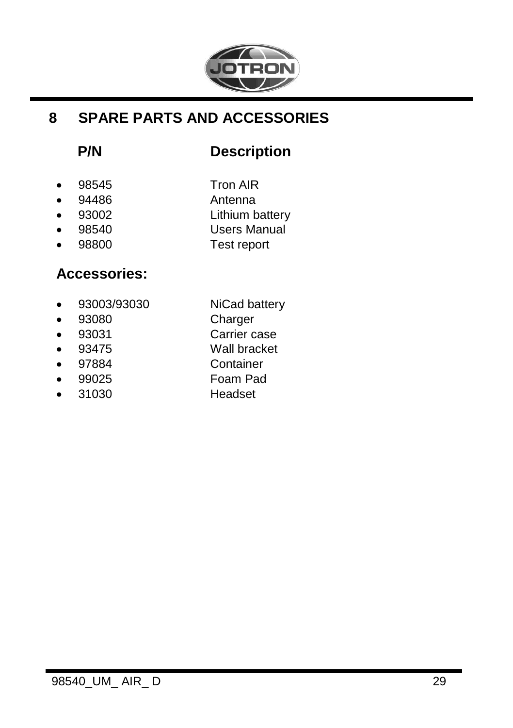# 8 SPARE PARTS AND ACCESSORIES

| P/N | Description |
| --- | --- |
| 98545 | Tron AIR |
| 94486 | Antenna |
| 93002 | Lithium battery |
| 98540 | Users Manual |
| 98800 | Test report |

## Accessories:

| P/N | Description |
| --- | --- |
| 93003/93030 | NiCad battery |
| 93080 | Charger |
| 93031 | Carrier case |
| 93475 | Wall bracket |
| 97884 | Container |
| 99025 | Foam Pad |
| 31030 | Headset |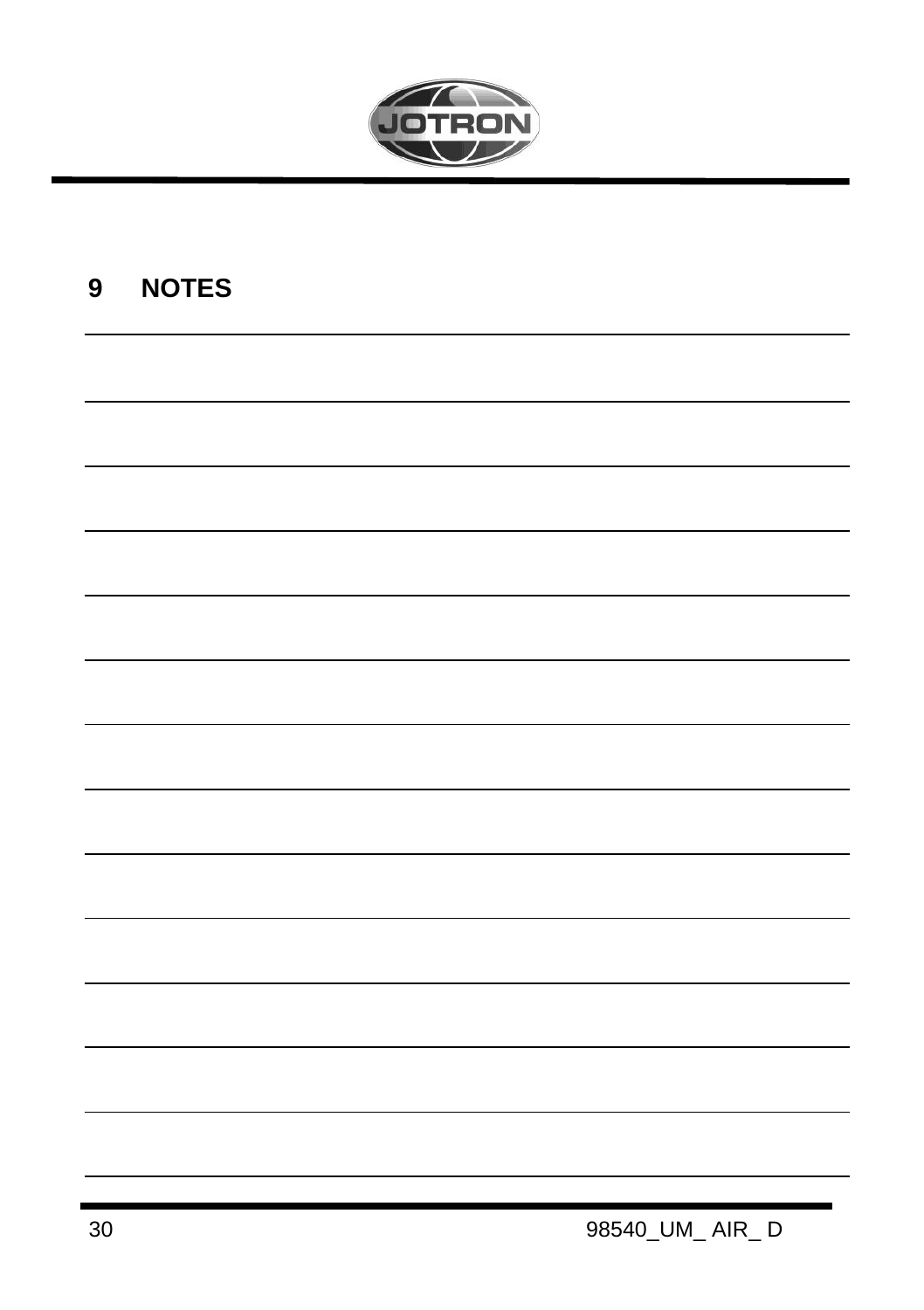# 9 NOTES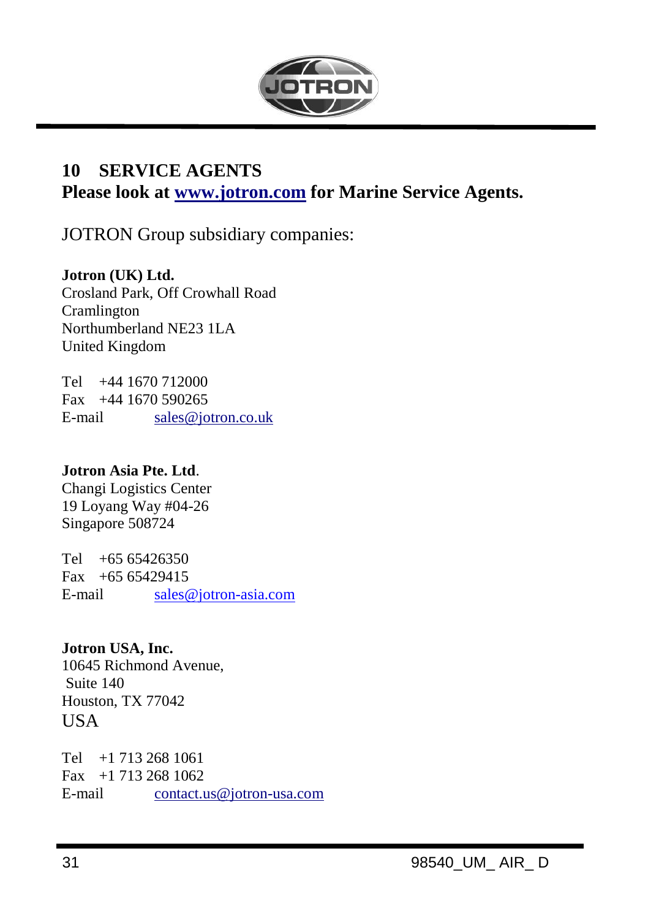# 10 SERVICE AGENTS

**Please look at www.jotron.com for Marine Service Agents.**

JOTRON Group subsidiary companies:

**Jotron (UK) Ltd.**
Crosland Park, Off Crowhall Road
Cramlington
Northumberland NE23 1LA
United Kingdom

Tel +44 1670 712000
Fax +44 1670 590265
E-mail sales@jotron.co.uk

**Jotron Asia Pte. Ltd**.
Changi Logistics Center
19 Loyang Way #04-26
Singapore 508724

Tel +65 65426350
Fax +65 65429415
E-mail sales@jotron-asia.com

**Jotron USA, Inc.**
10645 Richmond Avenue,
Suite 140
Houston, TX 77042
USA

Tel +1 713 268 1061
Fax +1 713 268 1062
E-mail contact.us@jotron-usa.com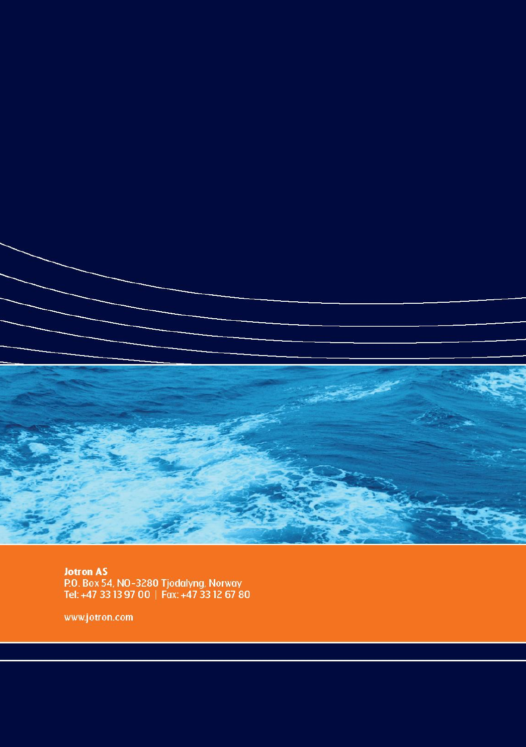**Jotron AS**
P.O. Box 54, NO-3280 Tjodalyng, Norway
Tel: +47 33 13 97 00 | Fax: +47 33 12 67 80

www.jotron.com